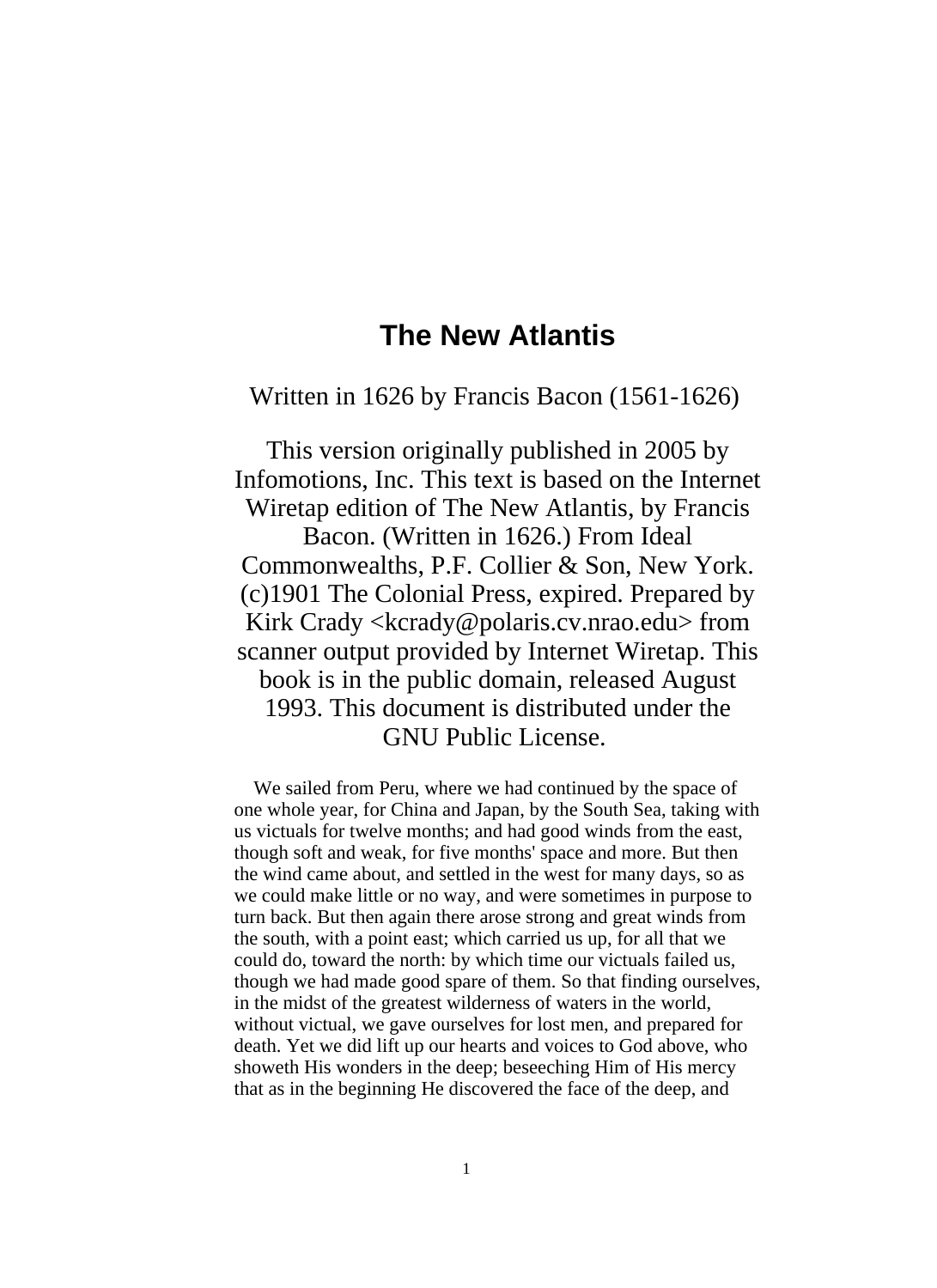# The New Atlantis

Written in 1626 by Francis Bacon (1561-1626)

This version originally published in 2005 by Infomotions, Inc. This text is based on the Internet Wiretap edition of The New Atlantis, by Francis Bacon. (Written in 1626.) From Ideal Commonwealths, P.F. Collier & Son, New York. (c)1901 The Colonial Press, expired. Prepared by Kirk Crady <kcrady@polaris.cv.nrao.edu> from scanner output provided by Internet Wiretap. This book is in the public domain, released August 1993. This document is distributed under the GNU Public License.

We sailed from Peru, where we had continued by the space of one whole year, for China and Japan, by the South Sea, taking with us victuals for twelve months; and had good winds from the east, though soft and weak, for five months' space and more. But then the wind came about, and settled in the west for many days, so as we could make little or no way, and were sometimes in purpose to turn back. But then again there arose strong and great winds from the south, with a point east; which carried us up, for all that we could do, toward the north: by which time our victuals failed us, though we had made good spare of them. So that finding ourselves, in the midst of the greatest wilderness of waters in the world, without victual, we gave ourselves for lost men, and prepared for death. Yet we did lift up our hearts and voices to God above, who showeth His wonders in the deep; beseeching Him of His mercy that as in the beginning He discovered the face of the deep, and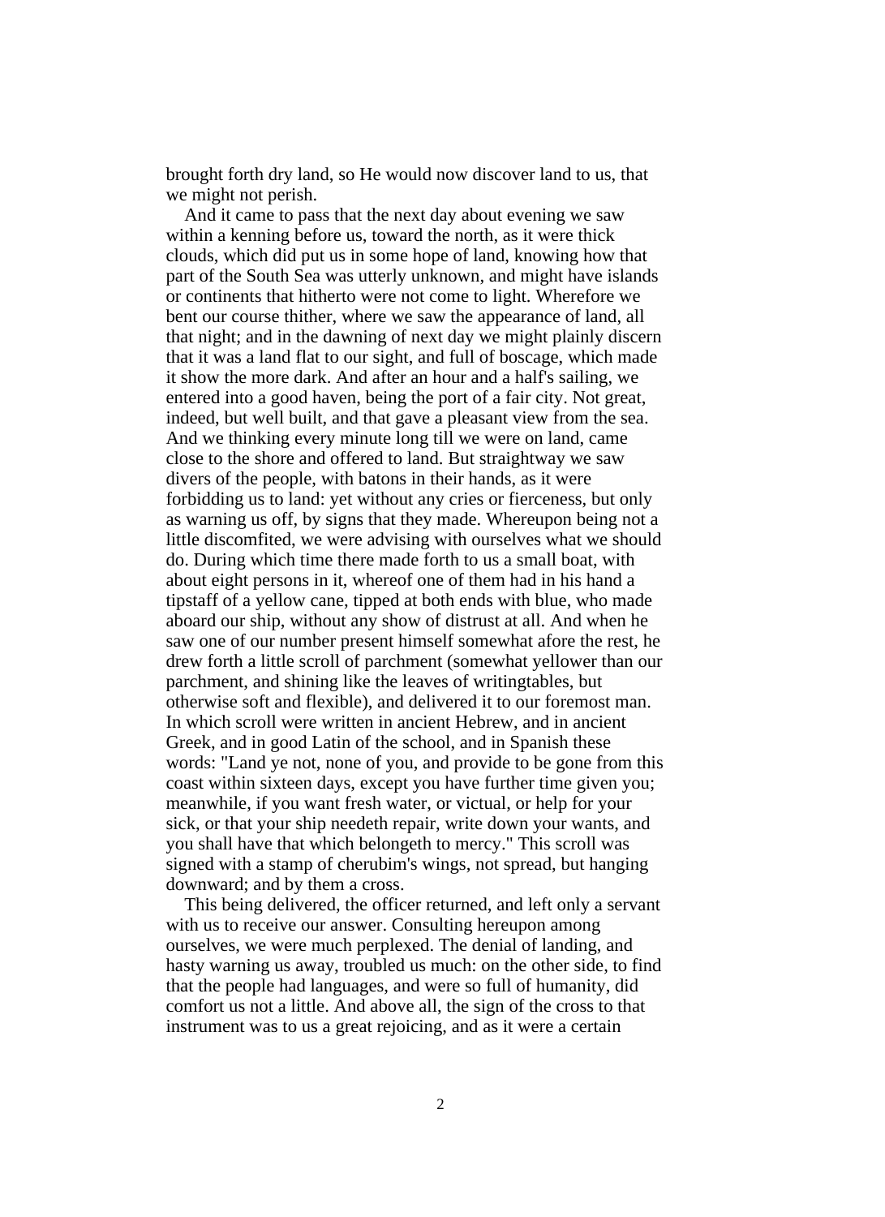brought forth dry land, so He would now discover land to us, that we might not perish.

And it came to pass that the next day about evening we saw within a kenning before us, toward the north, as it were thick clouds, which did put us in some hope of land, knowing how that part of the South Sea was utterly unknown, and might have islands or continents that hitherto were not come to light. Wherefore we bent our course thither, where we saw the appearance of land, all that night; and in the dawning of next day we might plainly discern that it was a land flat to our sight, and full of boscage, which made it show the more dark. And after an hour and a half's sailing, we entered into a good haven, being the port of a fair city. Not great, indeed, but well built, and that gave a pleasant view from the sea. And we thinking every minute long till we were on land, came close to the shore and offered to land. But straightway we saw divers of the people, with batons in their hands, as it were forbidding us to land: yet without any cries or fierceness, but only as warning us off, by signs that they made. Whereupon being not a little discomfited, we were advising with ourselves what we should do. During which time there made forth to us a small boat, with about eight persons in it, whereof one of them had in his hand a tipstaff of a yellow cane, tipped at both ends with blue, who made aboard our ship, without any show of distrust at all. And when he saw one of our number present himself somewhat afore the rest, he drew forth a little scroll of parchment (somewhat yellower than our parchment, and shining like the leaves of writingtables, but otherwise soft and flexible), and delivered it to our foremost man. In which scroll were written in ancient Hebrew, and in ancient Greek, and in good Latin of the school, and in Spanish these words: "Land ye not, none of you, and provide to be gone from this coast within sixteen days, except you have further time given you; meanwhile, if you want fresh water, or victual, or help for your sick, or that your ship needeth repair, write down your wants, and you shall have that which belongeth to mercy." This scroll was signed with a stamp of cherubim's wings, not spread, but hanging downward; and by them a cross.

This being delivered, the officer returned, and left only a servant with us to receive our answer. Consulting hereupon among ourselves, we were much perplexed. The denial of landing, and hasty warning us away, troubled us much: on the other side, to find that the people had languages, and were so full of humanity, did comfort us not a little. And above all, the sign of the cross to that instrument was to us a great rejoicing, and as it were a certain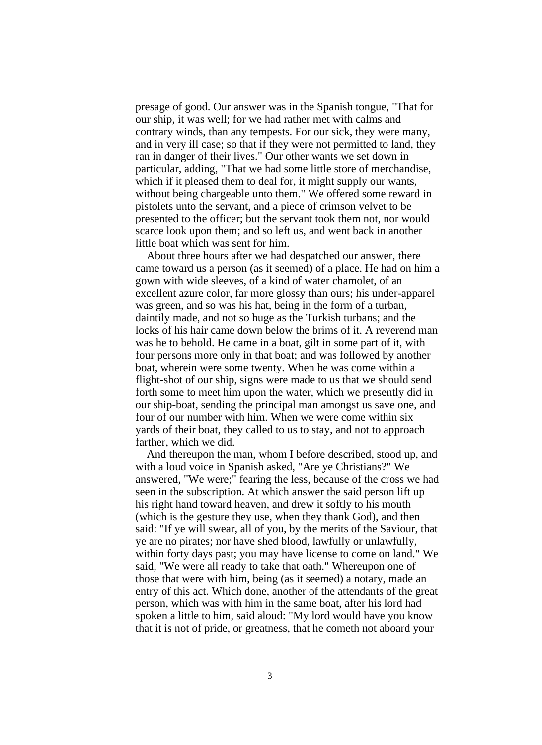presage of good. Our answer was in the Spanish tongue, "That for our ship, it was well; for we had rather met with calms and contrary winds, than any tempests. For our sick, they were many, and in very ill case; so that if they were not permitted to land, they ran in danger of their lives." Our other wants we set down in particular, adding, "That we had some little store of merchandise, which if it pleased them to deal for, it might supply our wants, without being chargeable unto them." We offered some reward in pistolets unto the servant, and a piece of crimson velvet to be presented to the officer; but the servant took them not, nor would scarce look upon them; and so left us, and went back in another little boat which was sent for him.

About three hours after we had despatched our answer, there came toward us a person (as it seemed) of a place. He had on him a gown with wide sleeves, of a kind of water chamolet, of an excellent azure color, far more glossy than ours; his under-apparel was green, and so was his hat, being in the form of a turban, daintily made, and not so huge as the Turkish turbans; and the locks of his hair came down below the brims of it. A reverend man was he to behold. He came in a boat, gilt in some part of it, with four persons more only in that boat; and was followed by another boat, wherein were some twenty. When he was come within a flight-shot of our ship, signs were made to us that we should send forth some to meet him upon the water, which we presently did in our ship-boat, sending the principal man amongst us save one, and four of our number with him. When we were come within six yards of their boat, they called to us to stay, and not to approach farther, which we did.

And thereupon the man, whom I before described, stood up, and with a loud voice in Spanish asked, "Are ye Christians?" We answered, "We were;" fearing the less, because of the cross we had seen in the subscription. At which answer the said person lift up his right hand toward heaven, and drew it softly to his mouth (which is the gesture they use, when they thank God), and then said: "If ye will swear, all of you, by the merits of the Saviour, that ye are no pirates; nor have shed blood, lawfully or unlawfully, within forty days past; you may have license to come on land." We said, "We were all ready to take that oath." Whereupon one of those that were with him, being (as it seemed) a notary, made an entry of this act. Which done, another of the attendants of the great person, which was with him in the same boat, after his lord had spoken a little to him, said aloud: "My lord would have you know that it is not of pride, or greatness, that he cometh not aboard your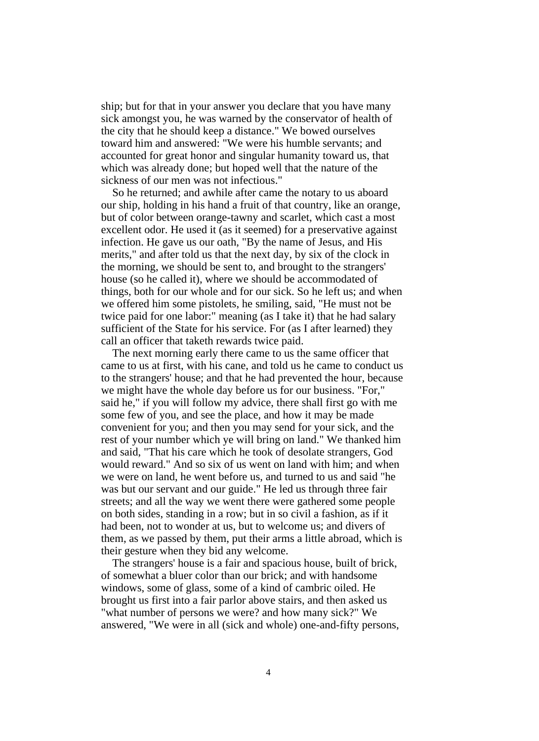ship; but for that in your answer you declare that you have many sick amongst you, he was warned by the conservator of health of the city that he should keep a distance." We bowed ourselves toward him and answered: "We were his humble servants; and accounted for great honor and singular humanity toward us, that which was already done; but hoped well that the nature of the sickness of our men was not infectious."

So he returned; and awhile after came the notary to us aboard our ship, holding in his hand a fruit of that country, like an orange, but of color between orange-tawny and scarlet, which cast a most excellent odor. He used it (as it seemed) for a preservative against infection. He gave us our oath, "By the name of Jesus, and His merits," and after told us that the next day, by six of the clock in the morning, we should be sent to, and brought to the strangers' house (so he called it), where we should be accommodated of things, both for our whole and for our sick. So he left us; and when we offered him some pistolets, he smiling, said, "He must not be twice paid for one labor:" meaning (as I take it) that he had salary sufficient of the State for his service. For (as I after learned) they call an officer that taketh rewards twice paid.

The next morning early there came to us the same officer that came to us at first, with his cane, and told us he came to conduct us to the strangers' house; and that he had prevented the hour, because we might have the whole day before us for our business. "For," said he," if you will follow my advice, there shall first go with me some few of you, and see the place, and how it may be made convenient for you; and then you may send for your sick, and the rest of your number which ye will bring on land." We thanked him and said, "That his care which he took of desolate strangers, God would reward." And so six of us went on land with him; and when we were on land, he went before us, and turned to us and said "he was but our servant and our guide." He led us through three fair streets; and all the way we went there were gathered some people on both sides, standing in a row; but in so civil a fashion, as if it had been, not to wonder at us, but to welcome us; and divers of them, as we passed by them, put their arms a little abroad, which is their gesture when they bid any welcome.

The strangers' house is a fair and spacious house, built of brick, of somewhat a bluer color than our brick; and with handsome windows, some of glass, some of a kind of cambric oiled. He brought us first into a fair parlor above stairs, and then asked us "what number of persons we were? and how many sick?" We answered, "We were in all (sick and whole) one-and-fifty persons,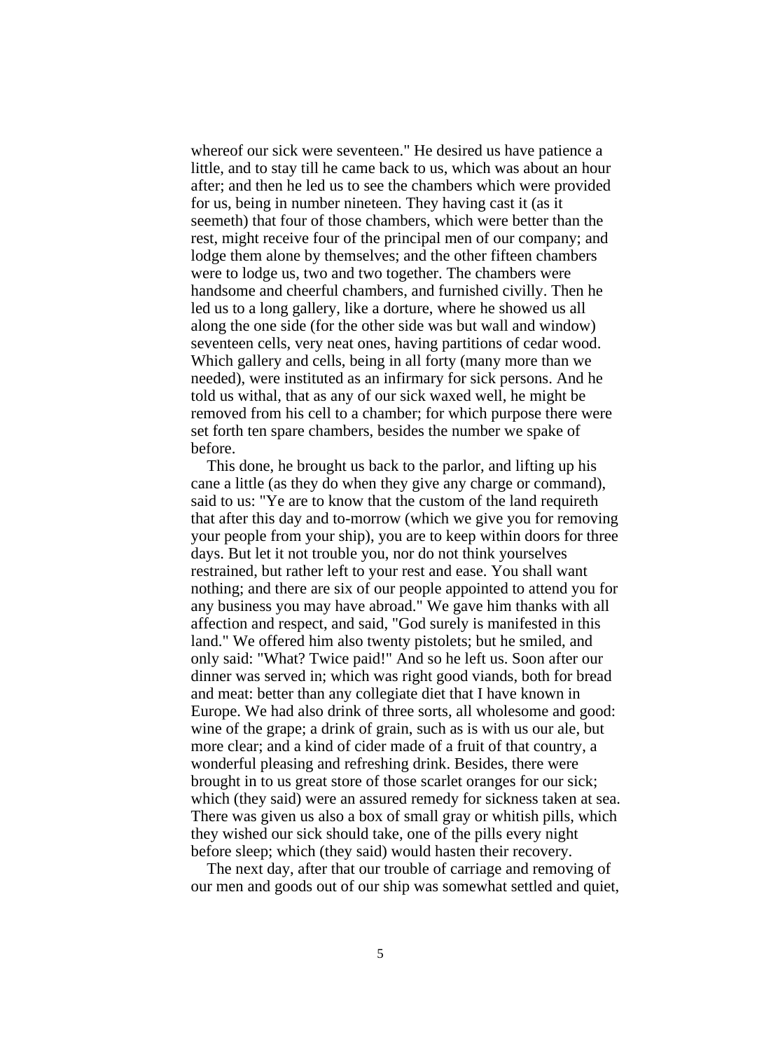whereof our sick were seventeen." He desired us have patience a little, and to stay till he came back to us, which was about an hour after; and then he led us to see the chambers which were provided for us, being in number nineteen. They having cast it (as it seemeth) that four of those chambers, which were better than the rest, might receive four of the principal men of our company; and lodge them alone by themselves; and the other fifteen chambers were to lodge us, two and two together. The chambers were handsome and cheerful chambers, and furnished civilly. Then he led us to a long gallery, like a dorture, where he showed us all along the one side (for the other side was but wall and window) seventeen cells, very neat ones, having partitions of cedar wood. Which gallery and cells, being in all forty (many more than we needed), were instituted as an infirmary for sick persons. And he told us withal, that as any of our sick waxed well, he might be removed from his cell to a chamber; for which purpose there were set forth ten spare chambers, besides the number we spake of before.

This done, he brought us back to the parlor, and lifting up his cane a little (as they do when they give any charge or command), said to us: "Ye are to know that the custom of the land requireth that after this day and to-morrow (which we give you for removing your people from your ship), you are to keep within doors for three days. But let it not trouble you, nor do not think yourselves restrained, but rather left to your rest and ease. You shall want nothing; and there are six of our people appointed to attend you for any business you may have abroad." We gave him thanks with all affection and respect, and said, "God surely is manifested in this land." We offered him also twenty pistolets; but he smiled, and only said: "What? Twice paid!" And so he left us. Soon after our dinner was served in; which was right good viands, both for bread and meat: better than any collegiate diet that I have known in Europe. We had also drink of three sorts, all wholesome and good: wine of the grape; a drink of grain, such as is with us our ale, but more clear; and a kind of cider made of a fruit of that country, a wonderful pleasing and refreshing drink. Besides, there were brought in to us great store of those scarlet oranges for our sick; which (they said) were an assured remedy for sickness taken at sea. There was given us also a box of small gray or whitish pills, which they wished our sick should take, one of the pills every night before sleep; which (they said) would hasten their recovery.

The next day, after that our trouble of carriage and removing of our men and goods out of our ship was somewhat settled and quiet,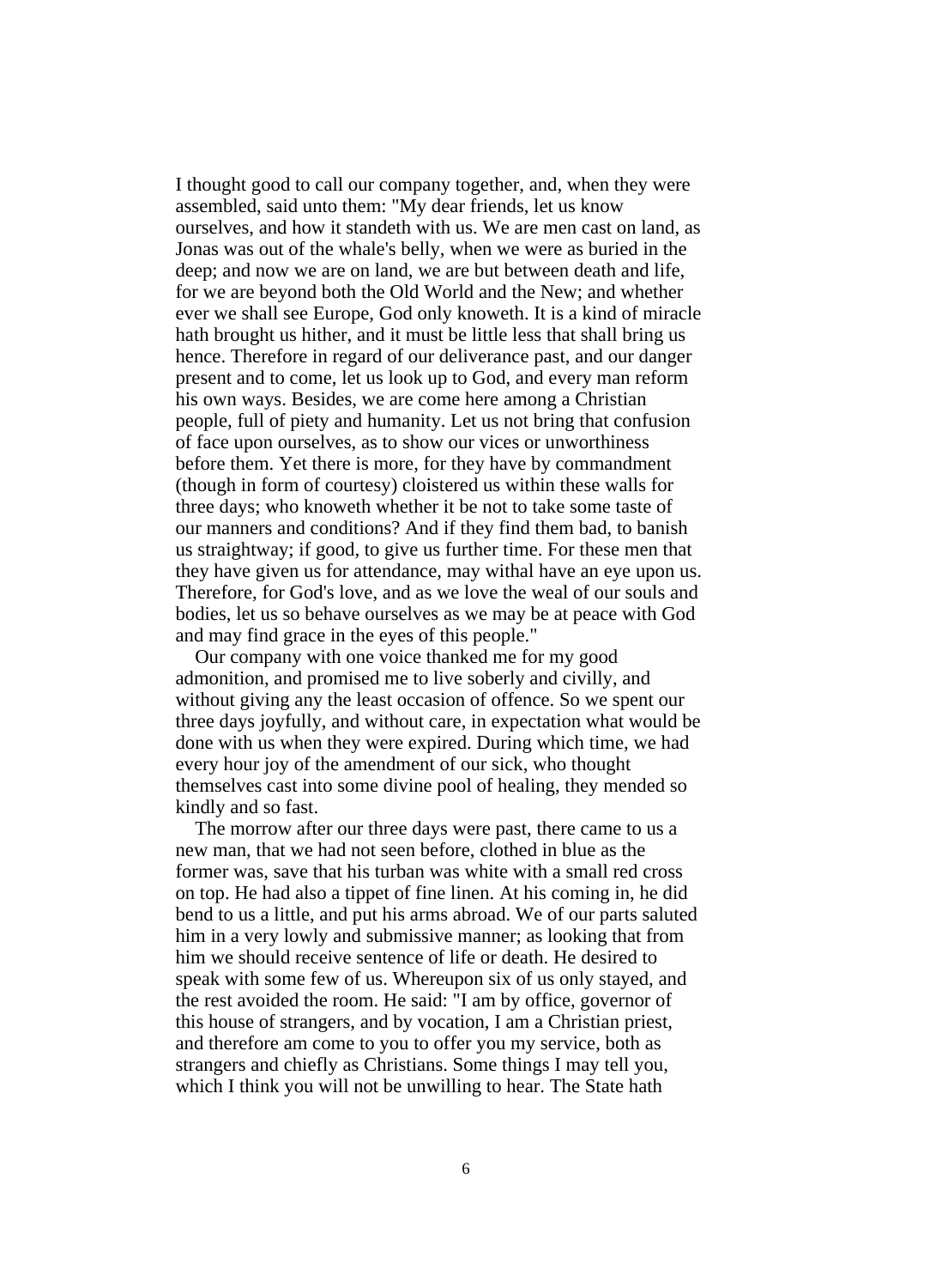I thought good to call our company together, and, when they were assembled, said unto them: "My dear friends, let us know ourselves, and how it standeth with us. We are men cast on land, as Jonas was out of the whale's belly, when we were as buried in the deep; and now we are on land, we are but between death and life, for we are beyond both the Old World and the New; and whether ever we shall see Europe, God only knoweth. It is a kind of miracle hath brought us hither, and it must be little less that shall bring us hence. Therefore in regard of our deliverance past, and our danger present and to come, let us look up to God, and every man reform his own ways. Besides, we are come here among a Christian people, full of piety and humanity. Let us not bring that confusion of face upon ourselves, as to show our vices or unworthiness before them. Yet there is more, for they have by commandment (though in form of courtesy) cloistered us within these walls for three days; who knoweth whether it be not to take some taste of our manners and conditions? And if they find them bad, to banish us straightway; if good, to give us further time. For these men that they have given us for attendance, may withal have an eye upon us. Therefore, for God's love, and as we love the weal of our souls and bodies, let us so behave ourselves as we may be at peace with God and may find grace in the eyes of this people."

Our company with one voice thanked me for my good admonition, and promised me to live soberly and civilly, and without giving any the least occasion of offence. So we spent our three days joyfully, and without care, in expectation what would be done with us when they were expired. During which time, we had every hour joy of the amendment of our sick, who thought themselves cast into some divine pool of healing, they mended so kindly and so fast.

The morrow after our three days were past, there came to us a new man, that we had not seen before, clothed in blue as the former was, save that his turban was white with a small red cross on top. He had also a tippet of fine linen. At his coming in, he did bend to us a little, and put his arms abroad. We of our parts saluted him in a very lowly and submissive manner; as looking that from him we should receive sentence of life or death. He desired to speak with some few of us. Whereupon six of us only stayed, and the rest avoided the room. He said: "I am by office, governor of this house of strangers, and by vocation, I am a Christian priest, and therefore am come to you to offer you my service, both as strangers and chiefly as Christians. Some things I may tell you, which I think you will not be unwilling to hear. The State hath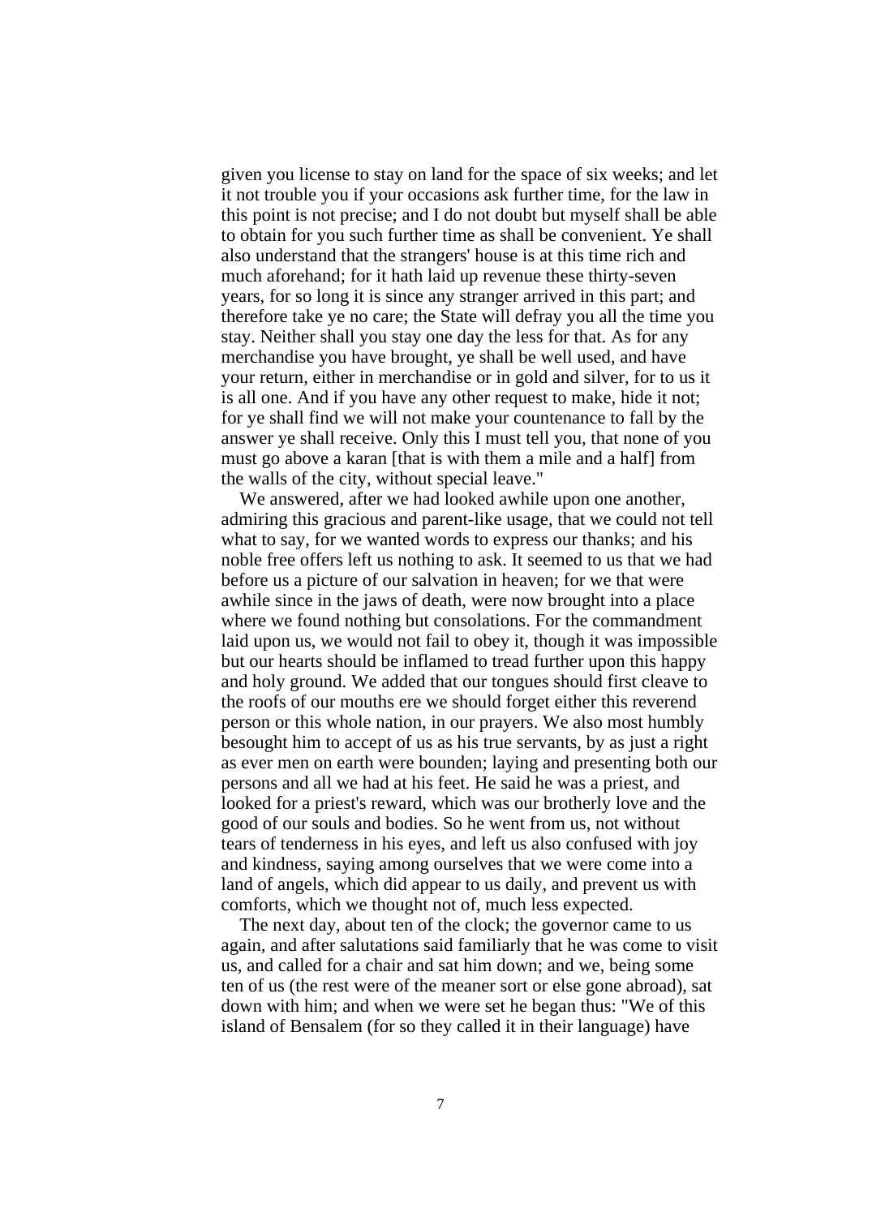given you license to stay on land for the space of six weeks; and let it not trouble you if your occasions ask further time, for the law in this point is not precise; and I do not doubt but myself shall be able to obtain for you such further time as shall be convenient. Ye shall also understand that the strangers' house is at this time rich and much aforehand; for it hath laid up revenue these thirty-seven years, for so long it is since any stranger arrived in this part; and therefore take ye no care; the State will defray you all the time you stay. Neither shall you stay one day the less for that. As for any merchandise you have brought, ye shall be well used, and have your return, either in merchandise or in gold and silver, for to us it is all one. And if you have any other request to make, hide it not; for ye shall find we will not make your countenance to fall by the answer ye shall receive. Only this I must tell you, that none of you must go above a karan [that is with them a mile and a half] from the walls of the city, without special leave."

We answered, after we had looked awhile upon one another, admiring this gracious and parent-like usage, that we could not tell what to say, for we wanted words to express our thanks; and his noble free offers left us nothing to ask. It seemed to us that we had before us a picture of our salvation in heaven; for we that were awhile since in the jaws of death, were now brought into a place where we found nothing but consolations. For the commandment laid upon us, we would not fail to obey it, though it was impossible but our hearts should be inflamed to tread further upon this happy and holy ground. We added that our tongues should first cleave to the roofs of our mouths ere we should forget either this reverend person or this whole nation, in our prayers. We also most humbly besought him to accept of us as his true servants, by as just a right as ever men on earth were bounden; laying and presenting both our persons and all we had at his feet. He said he was a priest, and looked for a priest's reward, which was our brotherly love and the good of our souls and bodies. So he went from us, not without tears of tenderness in his eyes, and left us also confused with joy and kindness, saying among ourselves that we were come into a land of angels, which did appear to us daily, and prevent us with comforts, which we thought not of, much less expected.

The next day, about ten of the clock; the governor came to us again, and after salutations said familiarly that he was come to visit us, and called for a chair and sat him down; and we, being some ten of us (the rest were of the meaner sort or else gone abroad), sat down with him; and when we were set he began thus: "We of this island of Bensalem (for so they called it in their language) have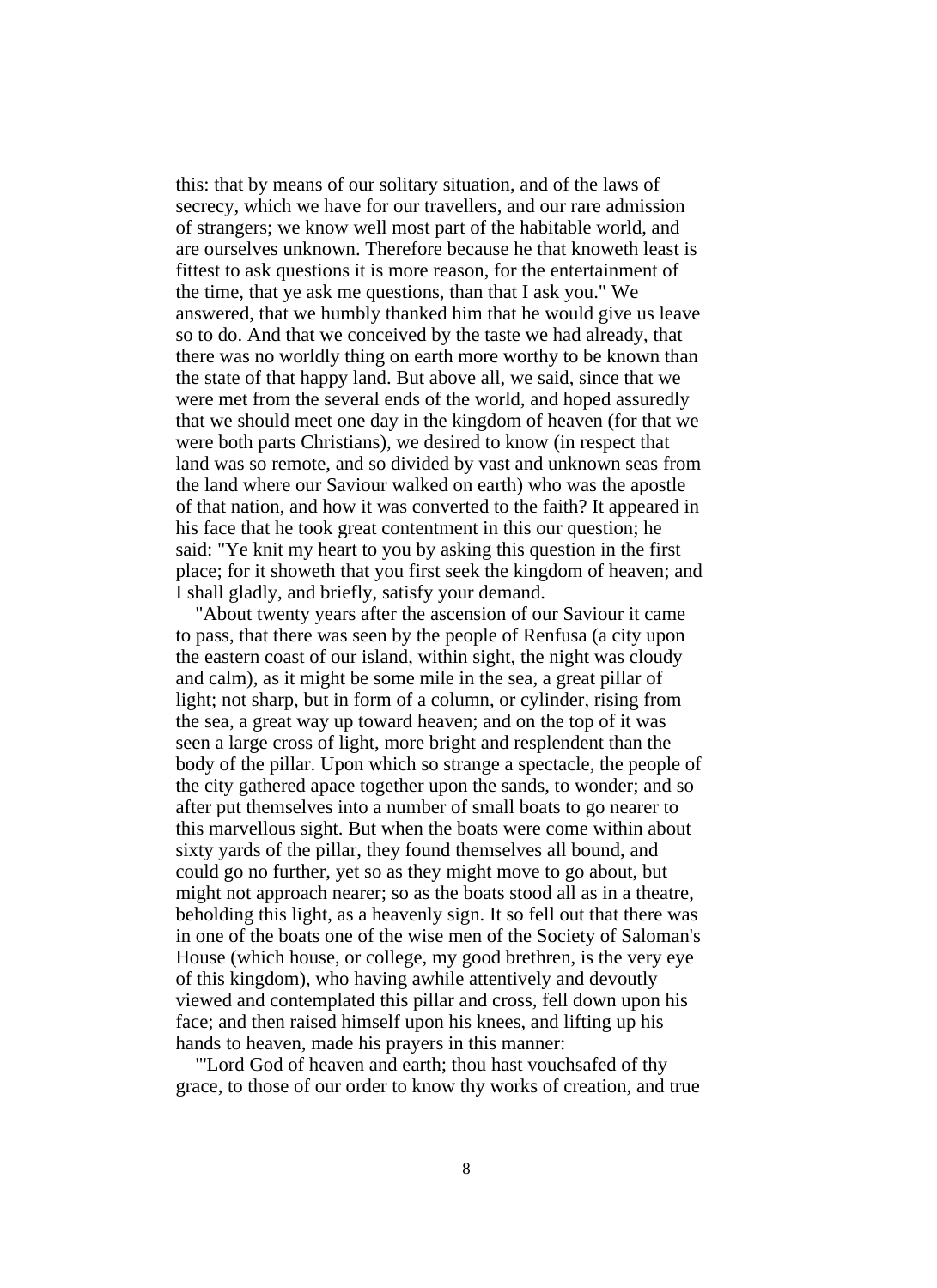this: that by means of our solitary situation, and of the laws of secrecy, which we have for our travellers, and our rare admission of strangers; we know well most part of the habitable world, and are ourselves unknown. Therefore because he that knoweth least is fittest to ask questions it is more reason, for the entertainment of the time, that ye ask me questions, than that I ask you." We answered, that we humbly thanked him that he would give us leave so to do. And that we conceived by the taste we had already, that there was no worldly thing on earth more worthy to be known than the state of that happy land. But above all, we said, since that we were met from the several ends of the world, and hoped assuredly that we should meet one day in the kingdom of heaven (for that we were both parts Christians), we desired to know (in respect that land was so remote, and so divided by vast and unknown seas from the land where our Saviour walked on earth) who was the apostle of that nation, and how it was converted to the faith? It appeared in his face that he took great contentment in this our question; he said: "Ye knit my heart to you by asking this question in the first place; for it showeth that you first seek the kingdom of heaven; and I shall gladly, and briefly, satisfy your demand.

"About twenty years after the ascension of our Saviour it came to pass, that there was seen by the people of Renfusa (a city upon the eastern coast of our island, within sight, the night was cloudy and calm), as it might be some mile in the sea, a great pillar of light; not sharp, but in form of a column, or cylinder, rising from the sea, a great way up toward heaven; and on the top of it was seen a large cross of light, more bright and resplendent than the body of the pillar. Upon which so strange a spectacle, the people of the city gathered apace together upon the sands, to wonder; and so after put themselves into a number of small boats to go nearer to this marvellous sight. But when the boats were come within about sixty yards of the pillar, they found themselves all bound, and could go no further, yet so as they might move to go about, but might not approach nearer; so as the boats stood all as in a theatre, beholding this light, as a heavenly sign. It so fell out that there was in one of the boats one of the wise men of the Society of Saloman's House (which house, or college, my good brethren, is the very eye of this kingdom), who having awhile attentively and devoutly viewed and contemplated this pillar and cross, fell down upon his face; and then raised himself upon his knees, and lifting up his hands to heaven, made his prayers in this manner:

"'Lord God of heaven and earth; thou hast vouchsafed of thy grace, to those of our order to know thy works of creation, and true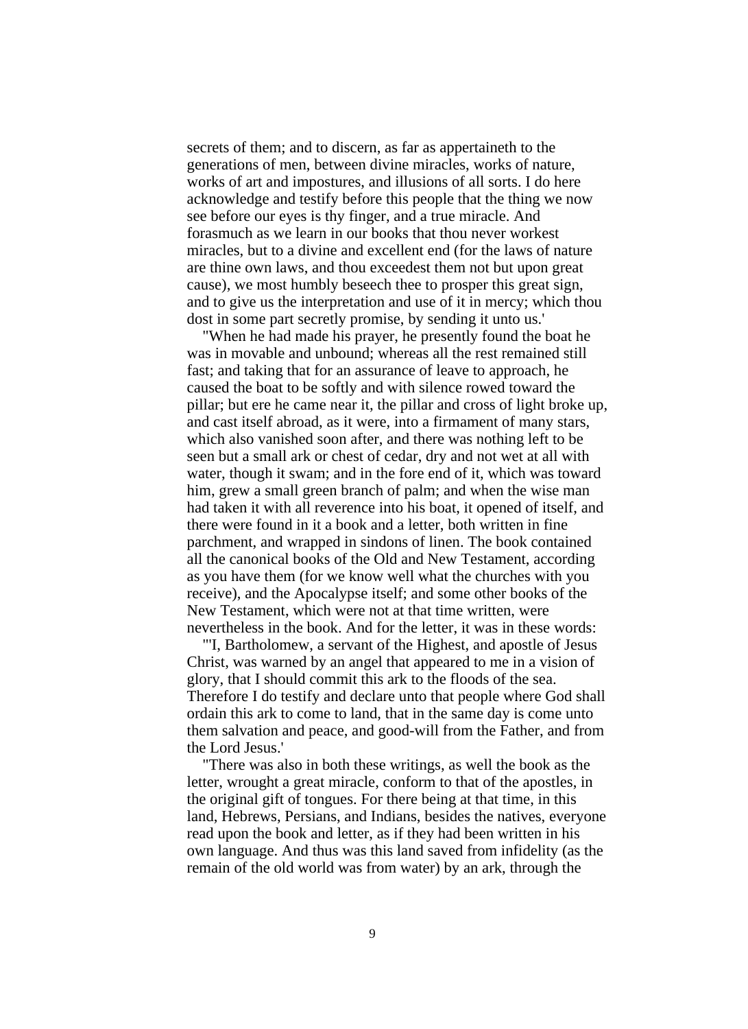secrets of them; and to discern, as far as appertaineth to the generations of men, between divine miracles, works of nature, works of art and impostures, and illusions of all sorts. I do here acknowledge and testify before this people that the thing we now see before our eyes is thy finger, and a true miracle. And forasmuch as we learn in our books that thou never workest miracles, but to a divine and excellent end (for the laws of nature are thine own laws, and thou exceedest them not but upon great cause), we most humbly beseech thee to prosper this great sign, and to give us the interpretation and use of it in mercy; which thou dost in some part secretly promise, by sending it unto us.'

"When he had made his prayer, he presently found the boat he was in movable and unbound; whereas all the rest remained still fast; and taking that for an assurance of leave to approach, he caused the boat to be softly and with silence rowed toward the pillar; but ere he came near it, the pillar and cross of light broke up, and cast itself abroad, as it were, into a firmament of many stars, which also vanished soon after, and there was nothing left to be seen but a small ark or chest of cedar, dry and not wet at all with water, though it swam; and in the fore end of it, which was toward him, grew a small green branch of palm; and when the wise man had taken it with all reverence into his boat, it opened of itself, and there were found in it a book and a letter, both written in fine parchment, and wrapped in sindons of linen. The book contained all the canonical books of the Old and New Testament, according as you have them (for we know well what the churches with you receive), and the Apocalypse itself; and some other books of the New Testament, which were not at that time written, were nevertheless in the book. And for the letter, it was in these words:

"'I, Bartholomew, a servant of the Highest, and apostle of Jesus Christ, was warned by an angel that appeared to me in a vision of glory, that I should commit this ark to the floods of the sea. Therefore I do testify and declare unto that people where God shall ordain this ark to come to land, that in the same day is come unto them salvation and peace, and good-will from the Father, and from the Lord Jesus.'

"There was also in both these writings, as well the book as the letter, wrought a great miracle, conform to that of the apostles, in the original gift of tongues. For there being at that time, in this land, Hebrews, Persians, and Indians, besides the natives, everyone read upon the book and letter, as if they had been written in his own language. And thus was this land saved from infidelity (as the remain of the old world was from water) by an ark, through the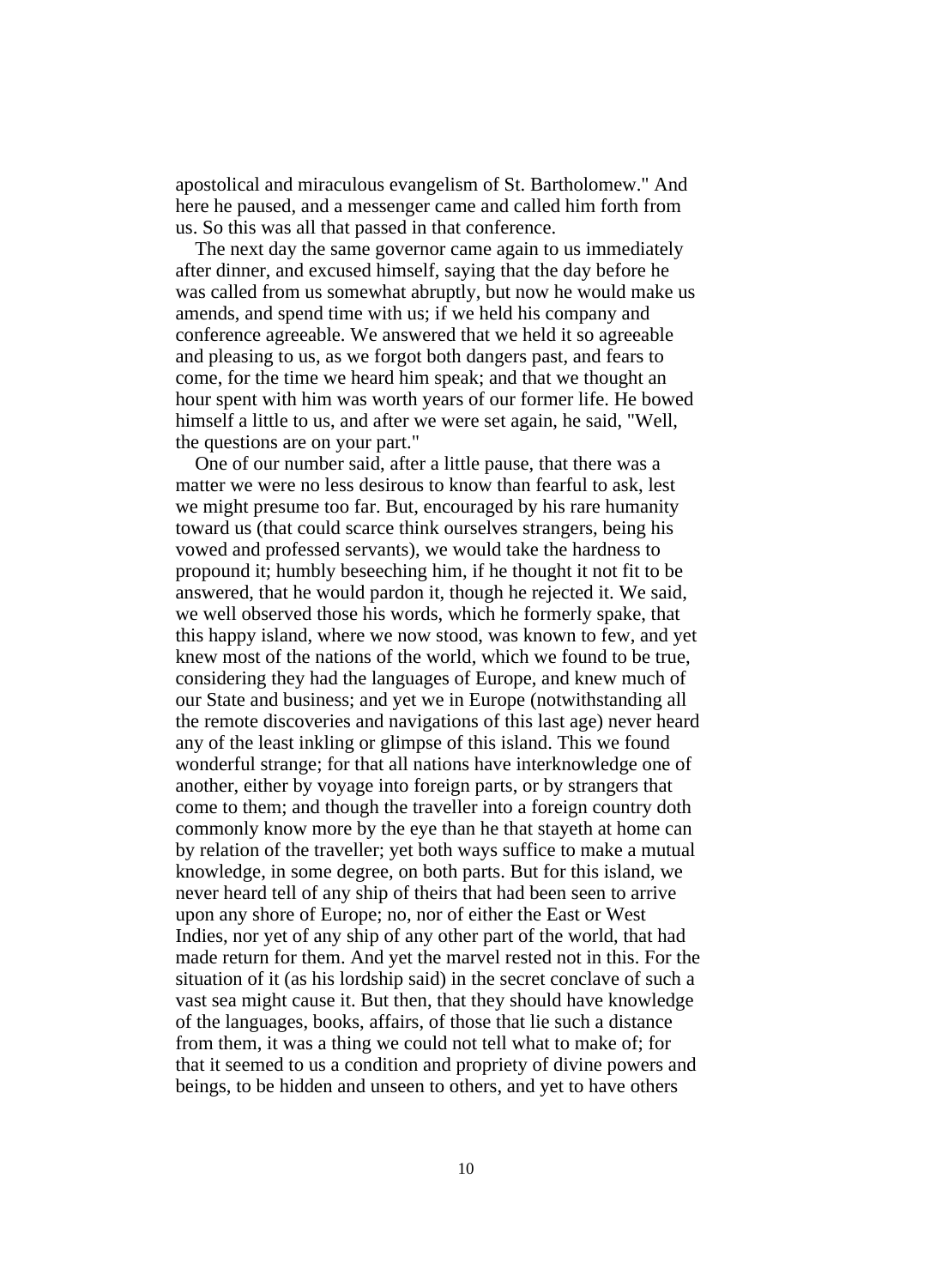apostolical and miraculous evangelism of St. Bartholomew." And here he paused, and a messenger came and called him forth from us. So this was all that passed in that conference.

The next day the same governor came again to us immediately after dinner, and excused himself, saying that the day before he was called from us somewhat abruptly, but now he would make us amends, and spend time with us; if we held his company and conference agreeable. We answered that we held it so agreeable and pleasing to us, as we forgot both dangers past, and fears to come, for the time we heard him speak; and that we thought an hour spent with him was worth years of our former life. He bowed himself a little to us, and after we were set again, he said, "Well, the questions are on your part."

One of our number said, after a little pause, that there was a matter we were no less desirous to know than fearful to ask, lest we might presume too far. But, encouraged by his rare humanity toward us (that could scarce think ourselves strangers, being his vowed and professed servants), we would take the hardness to propound it; humbly beseeching him, if he thought it not fit to be answered, that he would pardon it, though he rejected it. We said, we well observed those his words, which he formerly spake, that this happy island, where we now stood, was known to few, and yet knew most of the nations of the world, which we found to be true, considering they had the languages of Europe, and knew much of our State and business; and yet we in Europe (notwithstanding all the remote discoveries and navigations of this last age) never heard any of the least inkling or glimpse of this island. This we found wonderful strange; for that all nations have interknowledge one of another, either by voyage into foreign parts, or by strangers that come to them; and though the traveller into a foreign country doth commonly know more by the eye than he that stayeth at home can by relation of the traveller; yet both ways suffice to make a mutual knowledge, in some degree, on both parts. But for this island, we never heard tell of any ship of theirs that had been seen to arrive upon any shore of Europe; no, nor of either the East or West Indies, nor yet of any ship of any other part of the world, that had made return for them. And yet the marvel rested not in this. For the situation of it (as his lordship said) in the secret conclave of such a vast sea might cause it. But then, that they should have knowledge of the languages, books, affairs, of those that lie such a distance from them, it was a thing we could not tell what to make of; for that it seemed to us a condition and propriety of divine powers and beings, to be hidden and unseen to others, and yet to have others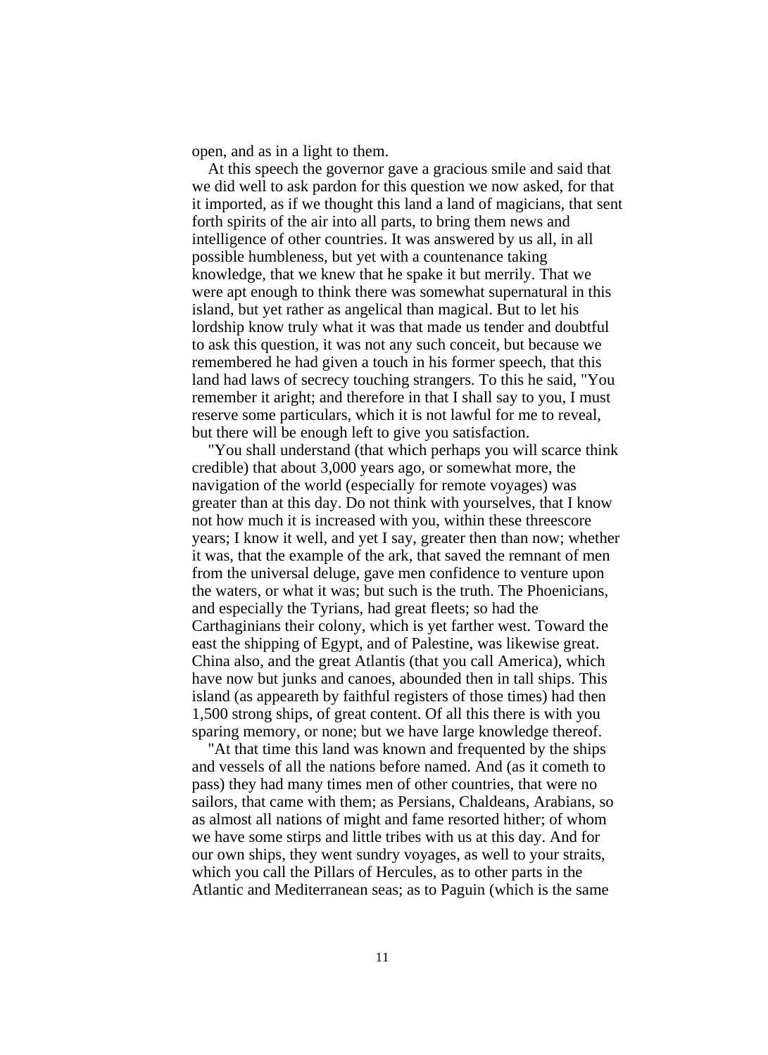open, and as in a light to them.

At this speech the governor gave a gracious smile and said that we did well to ask pardon for this question we now asked, for that it imported, as if we thought this land a land of magicians, that sent forth spirits of the air into all parts, to bring them news and intelligence of other countries. It was answered by us all, in all possible humbleness, but yet with a countenance taking knowledge, that we knew that he spake it but merrily. That we were apt enough to think there was somewhat supernatural in this island, but yet rather as angelical than magical. But to let his lordship know truly what it was that made us tender and doubtful to ask this question, it was not any such conceit, but because we remembered he had given a touch in his former speech, that this land had laws of secrecy touching strangers. To this he said, "You remember it aright; and therefore in that I shall say to you, I must reserve some particulars, which it is not lawful for me to reveal, but there will be enough left to give you satisfaction.

"You shall understand (that which perhaps you will scarce think credible) that about 3,000 years ago, or somewhat more, the navigation of the world (especially for remote voyages) was greater than at this day. Do not think with yourselves, that I know not how much it is increased with you, within these threescore years; I know it well, and yet I say, greater then than now; whether it was, that the example of the ark, that saved the remnant of men from the universal deluge, gave men confidence to venture upon the waters, or what it was; but such is the truth. The Phoenicians, and especially the Tyrians, had great fleets; so had the Carthaginians their colony, which is yet farther west. Toward the east the shipping of Egypt, and of Palestine, was likewise great. China also, and the great Atlantis (that you call America), which have now but junks and canoes, abounded then in tall ships. This island (as appeareth by faithful registers of those times) had then 1,500 strong ships, of great content. Of all this there is with you sparing memory, or none; but we have large knowledge thereof.

"At that time this land was known and frequented by the ships and vessels of all the nations before named. And (as it cometh to pass) they had many times men of other countries, that were no sailors, that came with them; as Persians, Chaldeans, Arabians, so as almost all nations of might and fame resorted hither; of whom we have some stirps and little tribes with us at this day. And for our own ships, they went sundry voyages, as well to your straits, which you call the Pillars of Hercules, as to other parts in the Atlantic and Mediterranean seas; as to Paguin (which is the same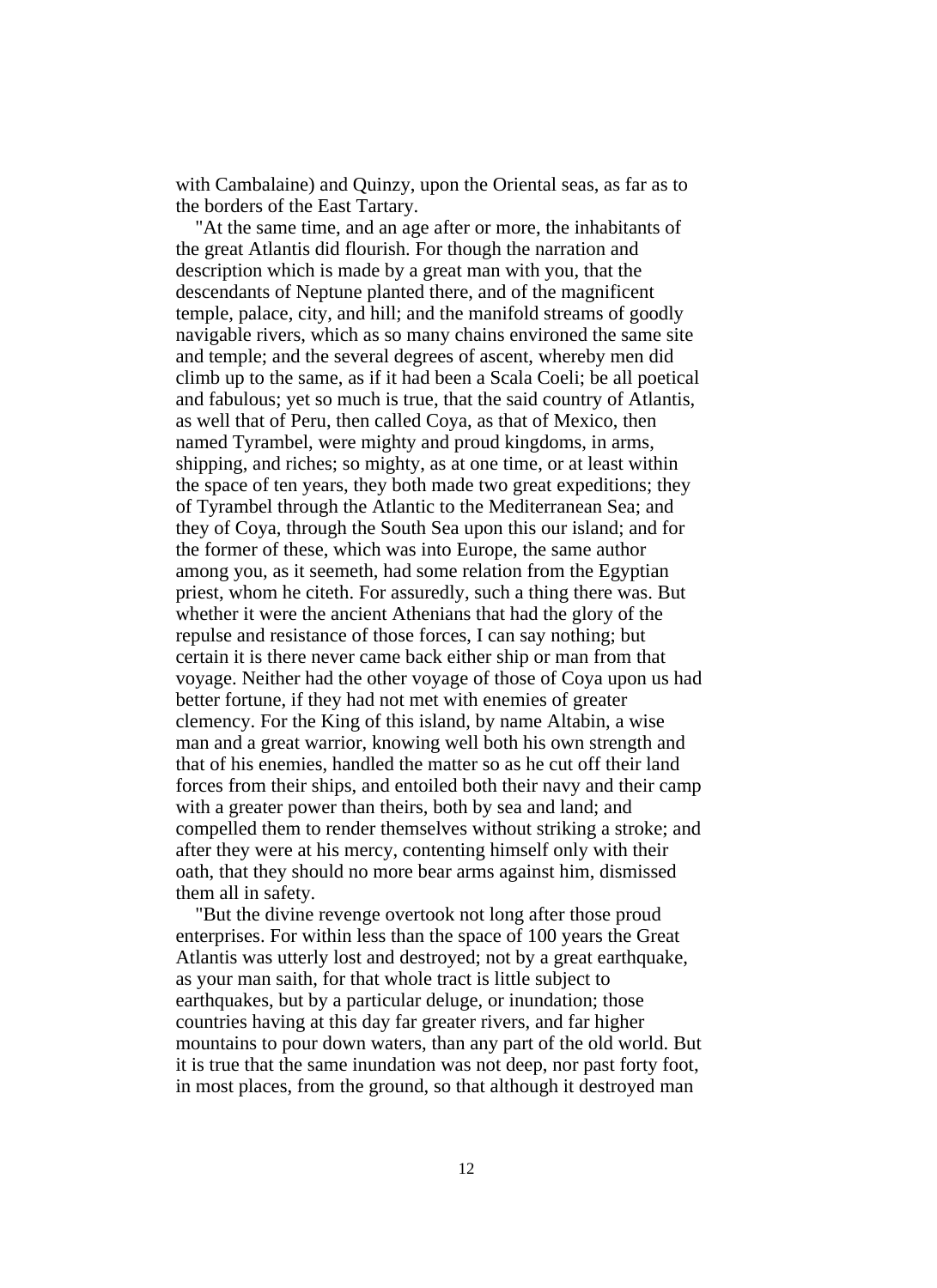with Cambalaine) and Quinzy, upon the Oriental seas, as far as to the borders of the East Tartary.

"At the same time, and an age after or more, the inhabitants of the great Atlantis did flourish. For though the narration and description which is made by a great man with you, that the descendants of Neptune planted there, and of the magnificent temple, palace, city, and hill; and the manifold streams of goodly navigable rivers, which as so many chains environed the same site and temple; and the several degrees of ascent, whereby men did climb up to the same, as if it had been a Scala Coeli; be all poetical and fabulous; yet so much is true, that the said country of Atlantis, as well that of Peru, then called Coya, as that of Mexico, then named Tyrambel, were mighty and proud kingdoms, in arms, shipping, and riches; so mighty, as at one time, or at least within the space of ten years, they both made two great expeditions; they of Tyrambel through the Atlantic to the Mediterranean Sea; and they of Coya, through the South Sea upon this our island; and for the former of these, which was into Europe, the same author among you, as it seemeth, had some relation from the Egyptian priest, whom he citeth. For assuredly, such a thing there was. But whether it were the ancient Athenians that had the glory of the repulse and resistance of those forces, I can say nothing; but certain it is there never came back either ship or man from that voyage. Neither had the other voyage of those of Coya upon us had better fortune, if they had not met with enemies of greater clemency. For the King of this island, by name Altabin, a wise man and a great warrior, knowing well both his own strength and that of his enemies, handled the matter so as he cut off their land forces from their ships, and entoiled both their navy and their camp with a greater power than theirs, both by sea and land; and compelled them to render themselves without striking a stroke; and after they were at his mercy, contenting himself only with their oath, that they should no more bear arms against him, dismissed them all in safety.

"But the divine revenge overtook not long after those proud enterprises. For within less than the space of 100 years the Great Atlantis was utterly lost and destroyed; not by a great earthquake, as your man saith, for that whole tract is little subject to earthquakes, but by a particular deluge, or inundation; those countries having at this day far greater rivers, and far higher mountains to pour down waters, than any part of the old world. But it is true that the same inundation was not deep, nor past forty foot, in most places, from the ground, so that although it destroyed man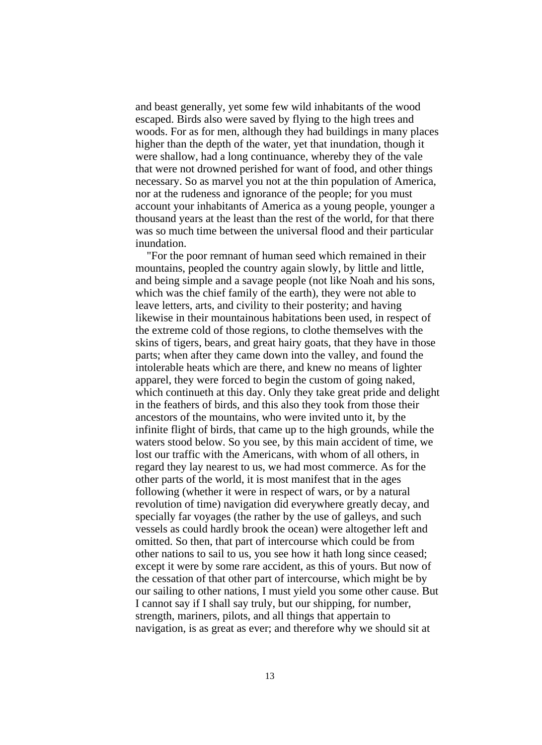and beast generally, yet some few wild inhabitants of the wood escaped. Birds also were saved by flying to the high trees and woods. For as for men, although they had buildings in many places higher than the depth of the water, yet that inundation, though it were shallow, had a long continuance, whereby they of the vale that were not drowned perished for want of food, and other things necessary. So as marvel you not at the thin population of America, nor at the rudeness and ignorance of the people; for you must account your inhabitants of America as a young people, younger a thousand years at the least than the rest of the world, for that there was so much time between the universal flood and their particular inundation.

"For the poor remnant of human seed which remained in their mountains, peopled the country again slowly, by little and little, and being simple and a savage people (not like Noah and his sons, which was the chief family of the earth), they were not able to leave letters, arts, and civility to their posterity; and having likewise in their mountainous habitations been used, in respect of the extreme cold of those regions, to clothe themselves with the skins of tigers, bears, and great hairy goats, that they have in those parts; when after they came down into the valley, and found the intolerable heats which are there, and knew no means of lighter apparel, they were forced to begin the custom of going naked, which continueth at this day. Only they take great pride and delight in the feathers of birds, and this also they took from those their ancestors of the mountains, who were invited unto it, by the infinite flight of birds, that came up to the high grounds, while the waters stood below. So you see, by this main accident of time, we lost our traffic with the Americans, with whom of all others, in regard they lay nearest to us, we had most commerce. As for the other parts of the world, it is most manifest that in the ages following (whether it were in respect of wars, or by a natural revolution of time) navigation did everywhere greatly decay, and specially far voyages (the rather by the use of galleys, and such vessels as could hardly brook the ocean) were altogether left and omitted. So then, that part of intercourse which could be from other nations to sail to us, you see how it hath long since ceased; except it were by some rare accident, as this of yours. But now of the cessation of that other part of intercourse, which might be by our sailing to other nations, I must yield you some other cause. But I cannot say if I shall say truly, but our shipping, for number, strength, mariners, pilots, and all things that appertain to navigation, is as great as ever; and therefore why we should sit at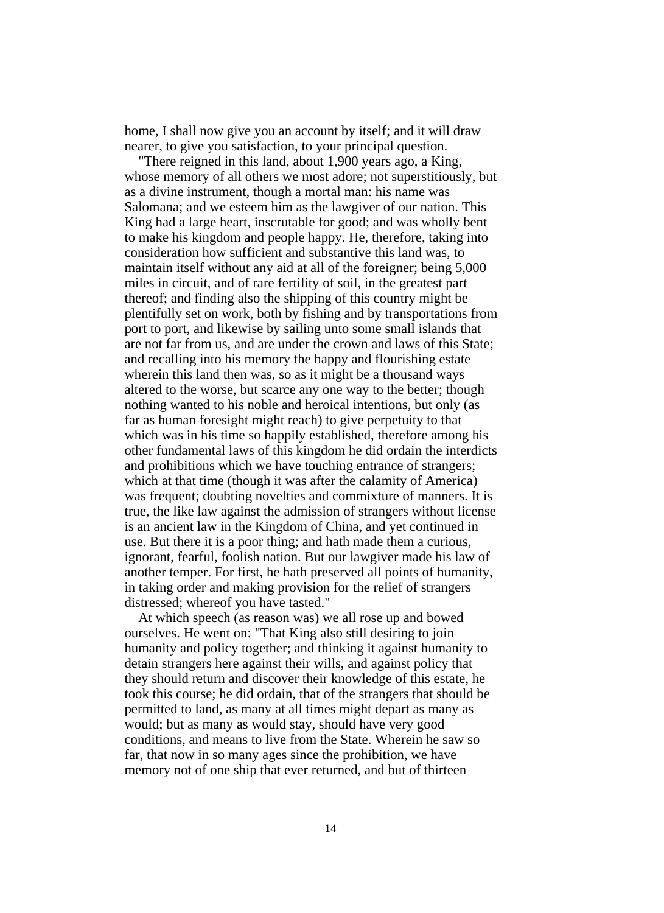home, I shall now give you an account by itself; and it will draw nearer, to give you satisfaction, to your principal question.

"There reigned in this land, about 1,900 years ago, a King, whose memory of all others we most adore; not superstitiously, but as a divine instrument, though a mortal man: his name was Salomana; and we esteem him as the lawgiver of our nation. This King had a large heart, inscrutable for good; and was wholly bent to make his kingdom and people happy. He, therefore, taking into consideration how sufficient and substantive this land was, to maintain itself without any aid at all of the foreigner; being 5,000 miles in circuit, and of rare fertility of soil, in the greatest part thereof; and finding also the shipping of this country might be plentifully set on work, both by fishing and by transportations from port to port, and likewise by sailing unto some small islands that are not far from us, and are under the crown and laws of this State; and recalling into his memory the happy and flourishing estate wherein this land then was, so as it might be a thousand ways altered to the worse, but scarce any one way to the better; though nothing wanted to his noble and heroical intentions, but only (as far as human foresight might reach) to give perpetuity to that which was in his time so happily established, therefore among his other fundamental laws of this kingdom he did ordain the interdicts and prohibitions which we have touching entrance of strangers; which at that time (though it was after the calamity of America) was frequent; doubting novelties and commixture of manners. It is true, the like law against the admission of strangers without license is an ancient law in the Kingdom of China, and yet continued in use. But there it is a poor thing; and hath made them a curious, ignorant, fearful, foolish nation. But our lawgiver made his law of another temper. For first, he hath preserved all points of humanity, in taking order and making provision for the relief of strangers distressed; whereof you have tasted."

At which speech (as reason was) we all rose up and bowed ourselves. He went on: "That King also still desiring to join humanity and policy together; and thinking it against humanity to detain strangers here against their wills, and against policy that they should return and discover their knowledge of this estate, he took this course; he did ordain, that of the strangers that should be permitted to land, as many at all times might depart as many as would; but as many as would stay, should have very good conditions, and means to live from the State. Wherein he saw so far, that now in so many ages since the prohibition, we have memory not of one ship that ever returned, and but of thirteen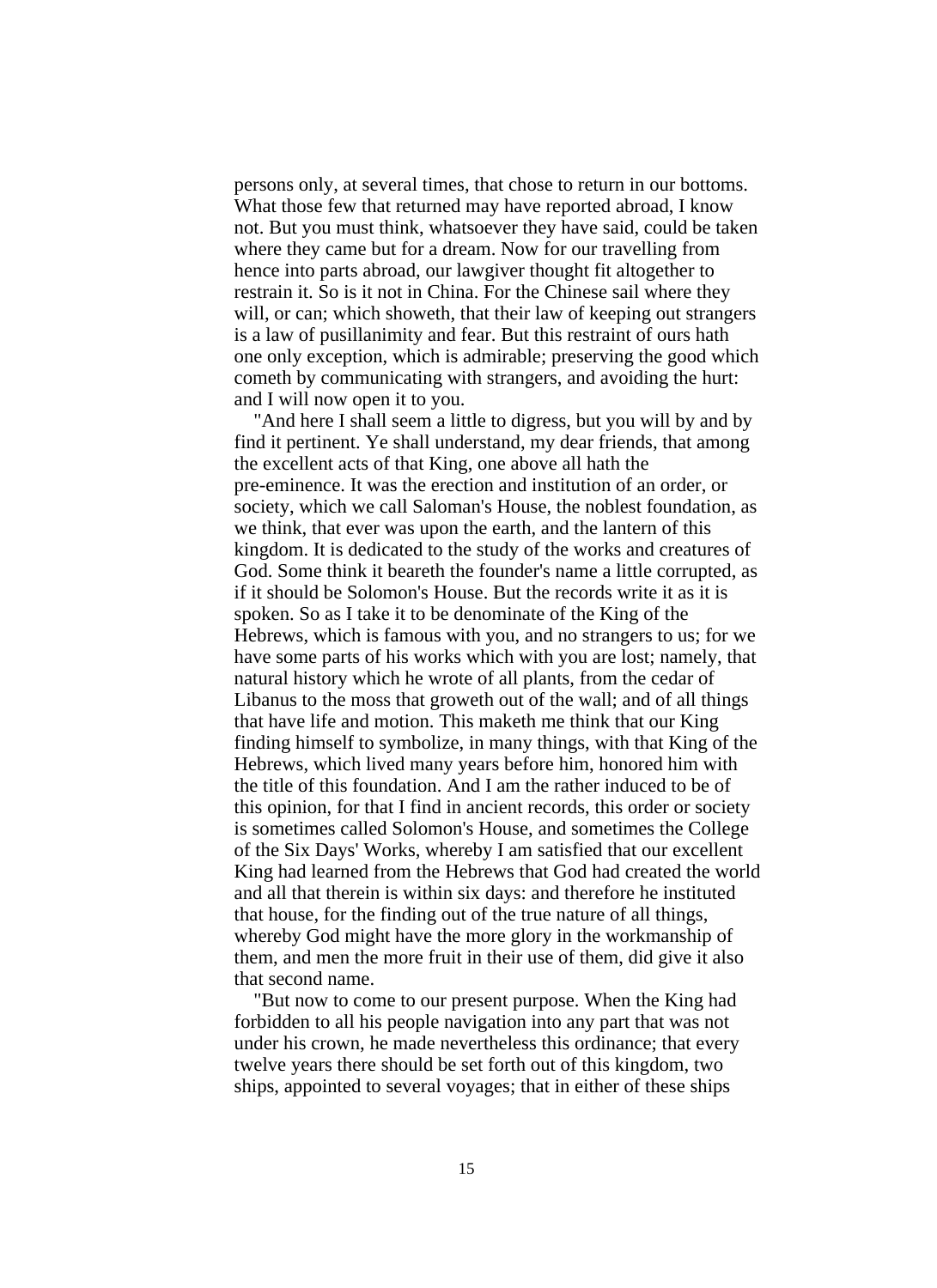persons only, at several times, that chose to return in our bottoms. What those few that returned may have reported abroad, I know not. But you must think, whatsoever they have said, could be taken where they came but for a dream. Now for our travelling from hence into parts abroad, our lawgiver thought fit altogether to restrain it. So is it not in China. For the Chinese sail where they will, or can; which showeth, that their law of keeping out strangers is a law of pusillanimity and fear. But this restraint of ours hath one only exception, which is admirable; preserving the good which cometh by communicating with strangers, and avoiding the hurt: and I will now open it to you.

"And here I shall seem a little to digress, but you will by and by find it pertinent. Ye shall understand, my dear friends, that among the excellent acts of that King, one above all hath the pre-eminence. It was the erection and institution of an order, or society, which we call Saloman's House, the noblest foundation, as we think, that ever was upon the earth, and the lantern of this kingdom. It is dedicated to the study of the works and creatures of God. Some think it beareth the founder's name a little corrupted, as if it should be Solomon's House. But the records write it as it is spoken. So as I take it to be denominate of the King of the Hebrews, which is famous with you, and no strangers to us; for we have some parts of his works which with you are lost; namely, that natural history which he wrote of all plants, from the cedar of Libanus to the moss that groweth out of the wall; and of all things that have life and motion. This maketh me think that our King finding himself to symbolize, in many things, with that King of the Hebrews, which lived many years before him, honored him with the title of this foundation. And I am the rather induced to be of this opinion, for that I find in ancient records, this order or society is sometimes called Solomon's House, and sometimes the College of the Six Days' Works, whereby I am satisfied that our excellent King had learned from the Hebrews that God had created the world and all that therein is within six days: and therefore he instituted that house, for the finding out of the true nature of all things, whereby God might have the more glory in the workmanship of them, and men the more fruit in their use of them, did give it also that second name.

"But now to come to our present purpose. When the King had forbidden to all his people navigation into any part that was not under his crown, he made nevertheless this ordinance; that every twelve years there should be set forth out of this kingdom, two ships, appointed to several voyages; that in either of these ships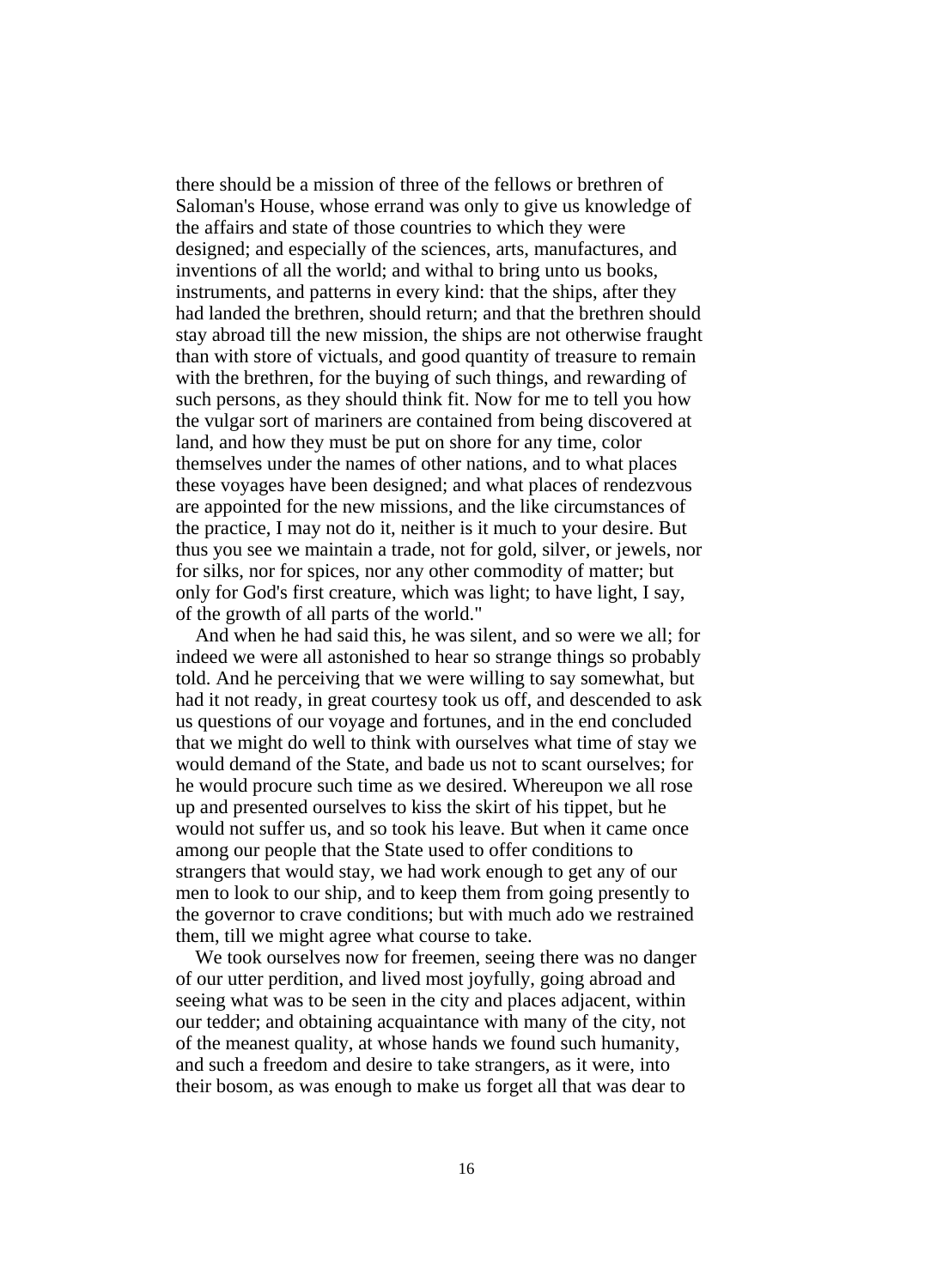there should be a mission of three of the fellows or brethren of Saloman's House, whose errand was only to give us knowledge of the affairs and state of those countries to which they were designed; and especially of the sciences, arts, manufactures, and inventions of all the world; and withal to bring unto us books, instruments, and patterns in every kind: that the ships, after they had landed the brethren, should return; and that the brethren should stay abroad till the new mission, the ships are not otherwise fraught than with store of victuals, and good quantity of treasure to remain with the brethren, for the buying of such things, and rewarding of such persons, as they should think fit. Now for me to tell you how the vulgar sort of mariners are contained from being discovered at land, and how they must be put on shore for any time, color themselves under the names of other nations, and to what places these voyages have been designed; and what places of rendezvous are appointed for the new missions, and the like circumstances of the practice, I may not do it, neither is it much to your desire. But thus you see we maintain a trade, not for gold, silver, or jewels, nor for silks, nor for spices, nor any other commodity of matter; but only for God's first creature, which was light; to have light, I say, of the growth of all parts of the world."

And when he had said this, he was silent, and so were we all; for indeed we were all astonished to hear so strange things so probably told. And he perceiving that we were willing to say somewhat, but had it not ready, in great courtesy took us off, and descended to ask us questions of our voyage and fortunes, and in the end concluded that we might do well to think with ourselves what time of stay we would demand of the State, and bade us not to scant ourselves; for he would procure such time as we desired. Whereupon we all rose up and presented ourselves to kiss the skirt of his tippet, but he would not suffer us, and so took his leave. But when it came once among our people that the State used to offer conditions to strangers that would stay, we had work enough to get any of our men to look to our ship, and to keep them from going presently to the governor to crave conditions; but with much ado we restrained them, till we might agree what course to take.

We took ourselves now for freemen, seeing there was no danger of our utter perdition, and lived most joyfully, going abroad and seeing what was to be seen in the city and places adjacent, within our tedder; and obtaining acquaintance with many of the city, not of the meanest quality, at whose hands we found such humanity, and such a freedom and desire to take strangers, as it were, into their bosom, as was enough to make us forget all that was dear to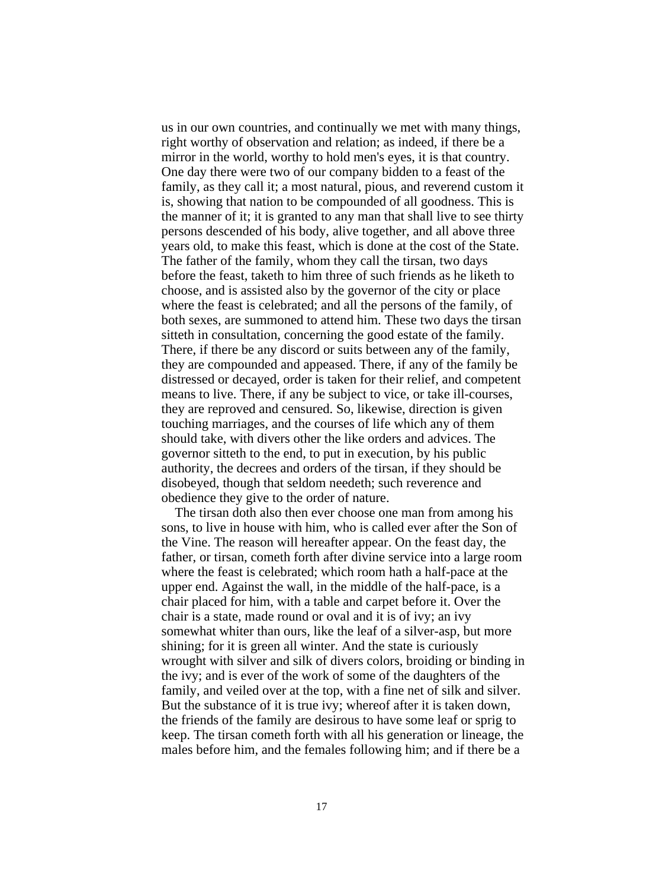us in our own countries, and continually we met with many things, right worthy of observation and relation; as indeed, if there be a mirror in the world, worthy to hold men's eyes, it is that country. One day there were two of our company bidden to a feast of the family, as they call it; a most natural, pious, and reverend custom it is, showing that nation to be compounded of all goodness. This is the manner of it; it is granted to any man that shall live to see thirty persons descended of his body, alive together, and all above three years old, to make this feast, which is done at the cost of the State. The father of the family, whom they call the tirsan, two days before the feast, taketh to him three of such friends as he liketh to choose, and is assisted also by the governor of the city or place where the feast is celebrated; and all the persons of the family, of both sexes, are summoned to attend him. These two days the tirsan sitteth in consultation, concerning the good estate of the family. There, if there be any discord or suits between any of the family, they are compounded and appeased. There, if any of the family be distressed or decayed, order is taken for their relief, and competent means to live. There, if any be subject to vice, or take ill-courses, they are reproved and censured. So, likewise, direction is given touching marriages, and the courses of life which any of them should take, with divers other the like orders and advices. The governor sitteth to the end, to put in execution, by his public authority, the decrees and orders of the tirsan, if they should be disobeyed, though that seldom needeth; such reverence and obedience they give to the order of nature.

The tirsan doth also then ever choose one man from among his sons, to live in house with him, who is called ever after the Son of the Vine. The reason will hereafter appear. On the feast day, the father, or tirsan, cometh forth after divine service into a large room where the feast is celebrated; which room hath a half-pace at the upper end. Against the wall, in the middle of the half-pace, is a chair placed for him, with a table and carpet before it. Over the chair is a state, made round or oval and it is of ivy; an ivy somewhat whiter than ours, like the leaf of a silver-asp, but more shining; for it is green all winter. And the state is curiously wrought with silver and silk of divers colors, broiding or binding in the ivy; and is ever of the work of some of the daughters of the family, and veiled over at the top, with a fine net of silk and silver. But the substance of it is true ivy; whereof after it is taken down, the friends of the family are desirous to have some leaf or sprig to keep. The tirsan cometh forth with all his generation or lineage, the males before him, and the females following him; and if there be a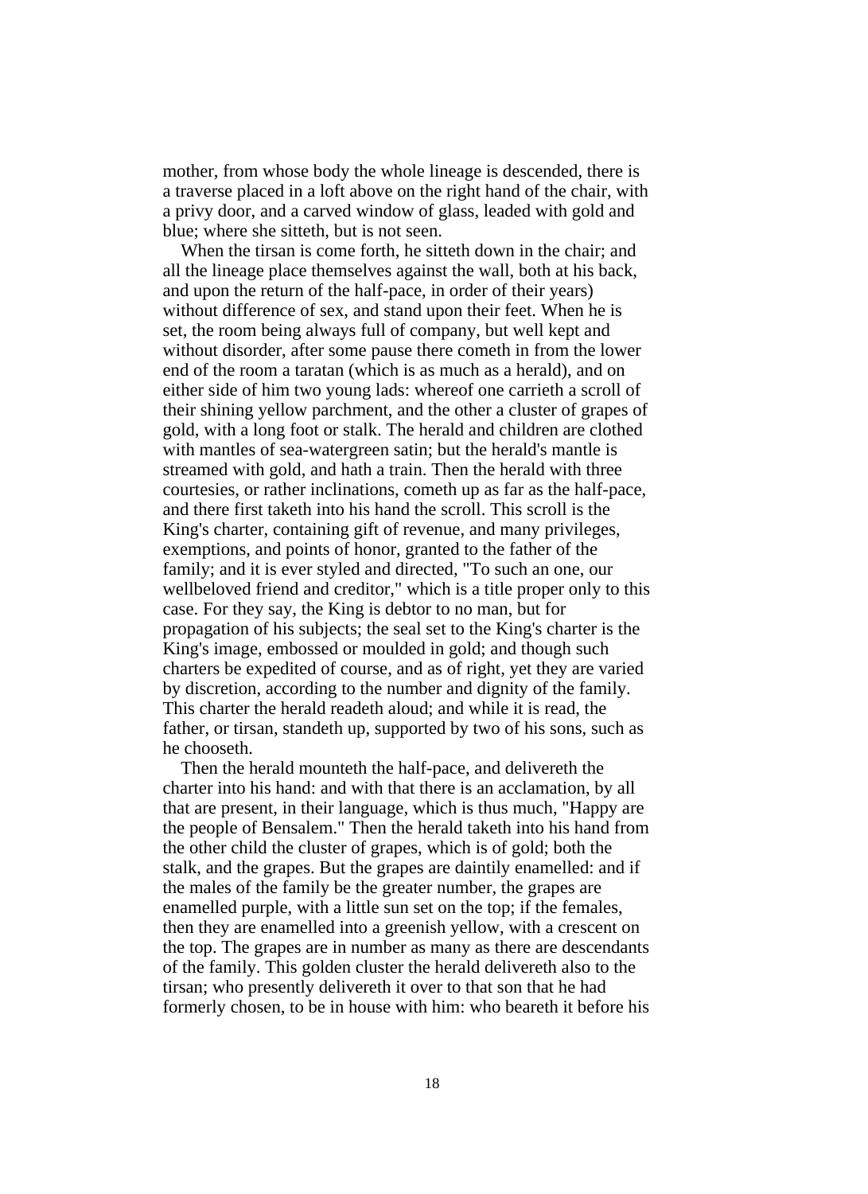mother, from whose body the whole lineage is descended, there is a traverse placed in a loft above on the right hand of the chair, with a privy door, and a carved window of glass, leaded with gold and blue; where she sitteth, but is not seen.

When the tirsan is come forth, he sitteth down in the chair; and all the lineage place themselves against the wall, both at his back, and upon the return of the half-pace, in order of their years) without difference of sex, and stand upon their feet. When he is set, the room being always full of company, but well kept and without disorder, after some pause there cometh in from the lower end of the room a taratan (which is as much as a herald), and on either side of him two young lads: whereof one carrieth a scroll of their shining yellow parchment, and the other a cluster of grapes of gold, with a long foot or stalk. The herald and children are clothed with mantles of sea-watergreen satin; but the herald's mantle is streamed with gold, and hath a train. Then the herald with three courtesies, or rather inclinations, cometh up as far as the half-pace, and there first taketh into his hand the scroll. This scroll is the King's charter, containing gift of revenue, and many privileges, exemptions, and points of honor, granted to the father of the family; and it is ever styled and directed, "To such an one, our wellbeloved friend and creditor," which is a title proper only to this case. For they say, the King is debtor to no man, but for propagation of his subjects; the seal set to the King's charter is the King's image, embossed or moulded in gold; and though such charters be expedited of course, and as of right, yet they are varied by discretion, according to the number and dignity of the family. This charter the herald readeth aloud; and while it is read, the father, or tirsan, standeth up, supported by two of his sons, such as he chooseth.

Then the herald mounteth the half-pace, and delivereth the charter into his hand: and with that there is an acclamation, by all that are present, in their language, which is thus much, "Happy are the people of Bensalem." Then the herald taketh into his hand from the other child the cluster of grapes, which is of gold; both the stalk, and the grapes. But the grapes are daintily enamelled: and if the males of the family be the greater number, the grapes are enamelled purple, with a little sun set on the top; if the females, then they are enamelled into a greenish yellow, with a crescent on the top. The grapes are in number as many as there are descendants of the family. This golden cluster the herald delivereth also to the tirsan; who presently delivereth it over to that son that he had formerly chosen, to be in house with him: who beareth it before his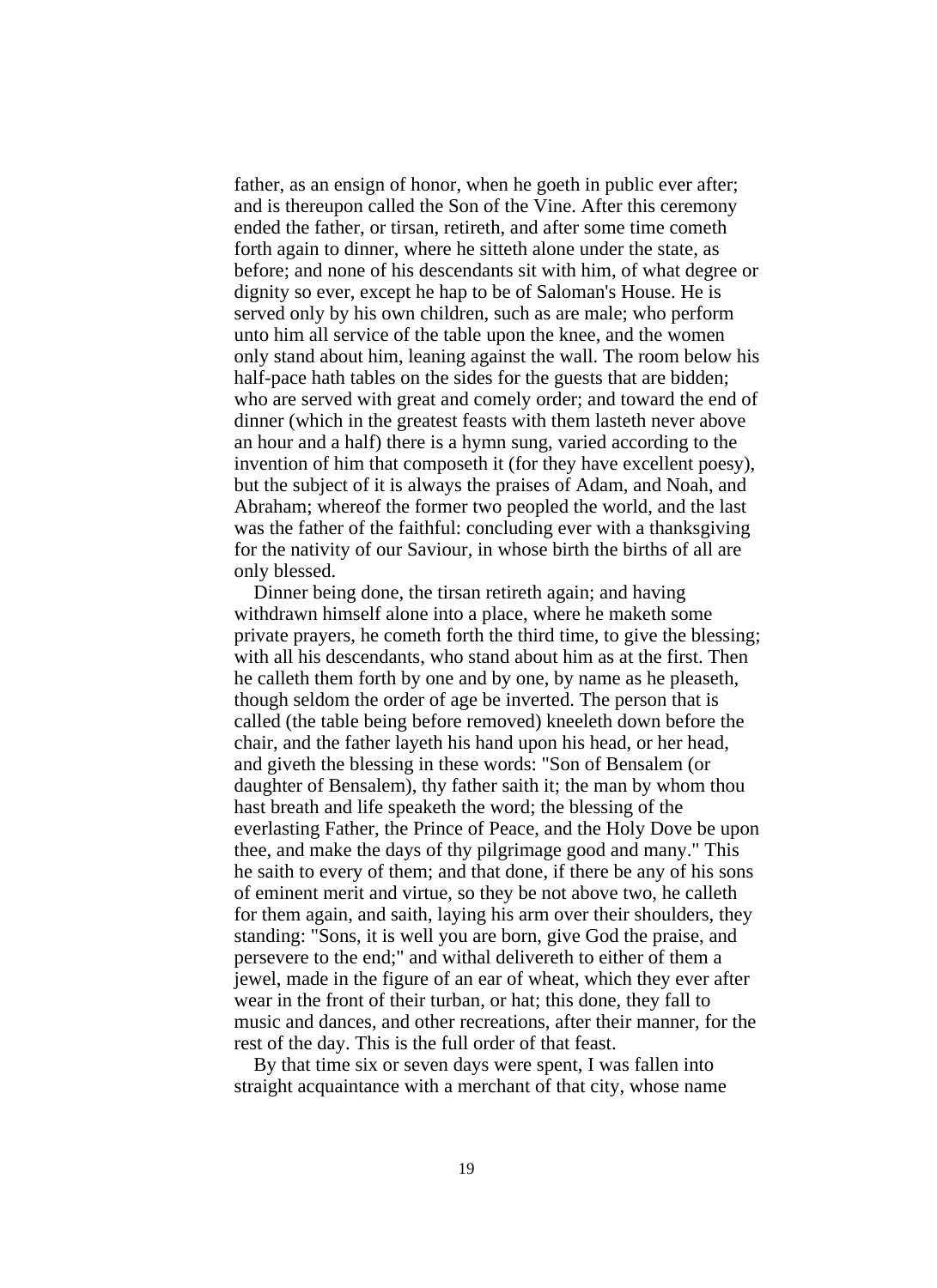father, as an ensign of honor, when he goeth in public ever after; and is thereupon called the Son of the Vine. After this ceremony ended the father, or tirsan, retireth, and after some time cometh forth again to dinner, where he sitteth alone under the state, as before; and none of his descendants sit with him, of what degree or dignity so ever, except he hap to be of Saloman's House. He is served only by his own children, such as are male; who perform unto him all service of the table upon the knee, and the women only stand about him, leaning against the wall. The room below his half-pace hath tables on the sides for the guests that are bidden; who are served with great and comely order; and toward the end of dinner (which in the greatest feasts with them lasteth never above an hour and a half) there is a hymn sung, varied according to the invention of him that composeth it (for they have excellent poesy), but the subject of it is always the praises of Adam, and Noah, and Abraham; whereof the former two peopled the world, and the last was the father of the faithful: concluding ever with a thanksgiving for the nativity of our Saviour, in whose birth the births of all are only blessed.

Dinner being done, the tirsan retireth again; and having withdrawn himself alone into a place, where he maketh some private prayers, he cometh forth the third time, to give the blessing; with all his descendants, who stand about him as at the first. Then he calleth them forth by one and by one, by name as he pleaseth, though seldom the order of age be inverted. The person that is called (the table being before removed) kneeleth down before the chair, and the father layeth his hand upon his head, or her head, and giveth the blessing in these words: "Son of Bensalem (or daughter of Bensalem), thy father saith it; the man by whom thou hast breath and life speaketh the word; the blessing of the everlasting Father, the Prince of Peace, and the Holy Dove be upon thee, and make the days of thy pilgrimage good and many." This he saith to every of them; and that done, if there be any of his sons of eminent merit and virtue, so they be not above two, he calleth for them again, and saith, laying his arm over their shoulders, they standing: "Sons, it is well you are born, give God the praise, and persevere to the end;" and withal delivereth to either of them a jewel, made in the figure of an ear of wheat, which they ever after wear in the front of their turban, or hat; this done, they fall to music and dances, and other recreations, after their manner, for the rest of the day. This is the full order of that feast.

By that time six or seven days were spent, I was fallen into straight acquaintance with a merchant of that city, whose name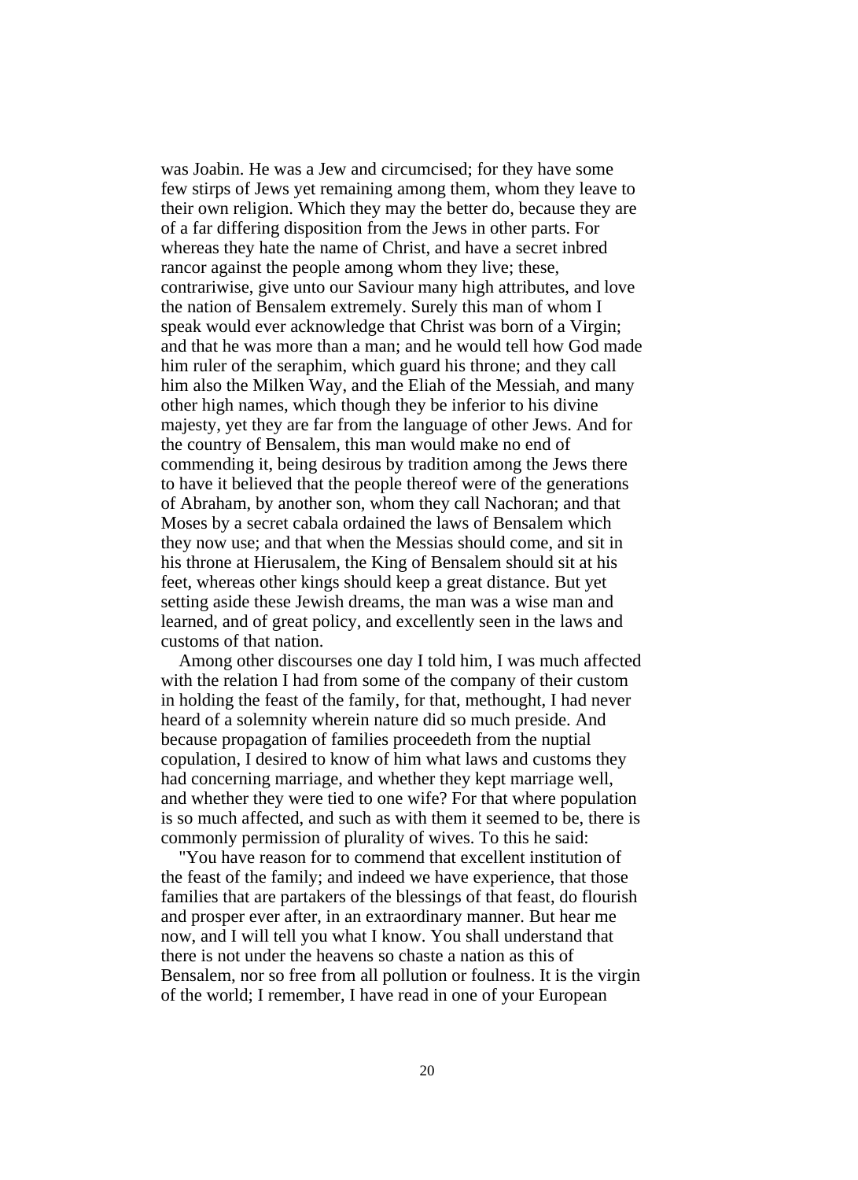was Joabin. He was a Jew and circumcised; for they have some few stirps of Jews yet remaining among them, whom they leave to their own religion. Which they may the better do, because they are of a far differing disposition from the Jews in other parts. For whereas they hate the name of Christ, and have a secret inbred rancor against the people among whom they live; these, contrariwise, give unto our Saviour many high attributes, and love the nation of Bensalem extremely. Surely this man of whom I speak would ever acknowledge that Christ was born of a Virgin; and that he was more than a man; and he would tell how God made him ruler of the seraphim, which guard his throne; and they call him also the Milken Way, and the Eliah of the Messiah, and many other high names, which though they be inferior to his divine majesty, yet they are far from the language of other Jews. And for the country of Bensalem, this man would make no end of commending it, being desirous by tradition among the Jews there to have it believed that the people thereof were of the generations of Abraham, by another son, whom they call Nachoran; and that Moses by a secret cabala ordained the laws of Bensalem which they now use; and that when the Messias should come, and sit in his throne at Hierusalem, the King of Bensalem should sit at his feet, whereas other kings should keep a great distance. But yet setting aside these Jewish dreams, the man was a wise man and learned, and of great policy, and excellently seen in the laws and customs of that nation.

Among other discourses one day I told him, I was much affected with the relation I had from some of the company of their custom in holding the feast of the family, for that, methought, I had never heard of a solemnity wherein nature did so much preside. And because propagation of families proceedeth from the nuptial copulation, I desired to know of him what laws and customs they had concerning marriage, and whether they kept marriage well, and whether they were tied to one wife? For that where population is so much affected, and such as with them it seemed to be, there is commonly permission of plurality of wives. To this he said:

"You have reason for to commend that excellent institution of the feast of the family; and indeed we have experience, that those families that are partakers of the blessings of that feast, do flourish and prosper ever after, in an extraordinary manner. But hear me now, and I will tell you what I know. You shall understand that there is not under the heavens so chaste a nation as this of Bensalem, nor so free from all pollution or foulness. It is the virgin of the world; I remember, I have read in one of your European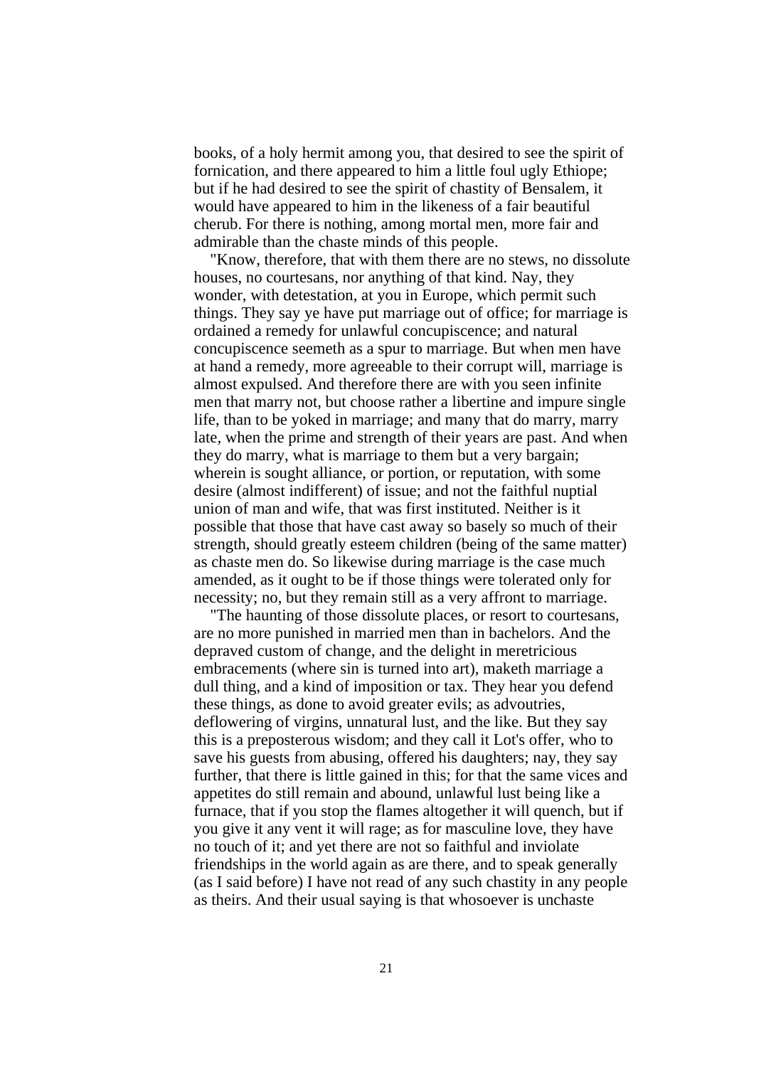books, of a holy hermit among you, that desired to see the spirit of fornication, and there appeared to him a little foul ugly Ethiope; but if he had desired to see the spirit of chastity of Bensalem, it would have appeared to him in the likeness of a fair beautiful cherub. For there is nothing, among mortal men, more fair and admirable than the chaste minds of this people.

"Know, therefore, that with them there are no stews, no dissolute houses, no courtesans, nor anything of that kind. Nay, they wonder, with detestation, at you in Europe, which permit such things. They say ye have put marriage out of office; for marriage is ordained a remedy for unlawful concupiscence; and natural concupiscence seemeth as a spur to marriage. But when men have at hand a remedy, more agreeable to their corrupt will, marriage is almost expulsed. And therefore there are with you seen infinite men that marry not, but choose rather a libertine and impure single life, than to be yoked in marriage; and many that do marry, marry late, when the prime and strength of their years are past. And when they do marry, what is marriage to them but a very bargain; wherein is sought alliance, or portion, or reputation, with some desire (almost indifferent) of issue; and not the faithful nuptial union of man and wife, that was first instituted. Neither is it possible that those that have cast away so basely so much of their strength, should greatly esteem children (being of the same matter) as chaste men do. So likewise during marriage is the case much amended, as it ought to be if those things were tolerated only for necessity; no, but they remain still as a very affront to marriage.

"The haunting of those dissolute places, or resort to courtesans, are no more punished in married men than in bachelors. And the depraved custom of change, and the delight in meretricious embracements (where sin is turned into art), maketh marriage a dull thing, and a kind of imposition or tax. They hear you defend these things, as done to avoid greater evils; as advoutries, deflowering of virgins, unnatural lust, and the like. But they say this is a preposterous wisdom; and they call it Lot's offer, who to save his guests from abusing, offered his daughters; nay, they say further, that there is little gained in this; for that the same vices and appetites do still remain and abound, unlawful lust being like a furnace, that if you stop the flames altogether it will quench, but if you give it any vent it will rage; as for masculine love, they have no touch of it; and yet there are not so faithful and inviolate friendships in the world again as are there, and to speak generally (as I said before) I have not read of any such chastity in any people as theirs. And their usual saying is that whosoever is unchaste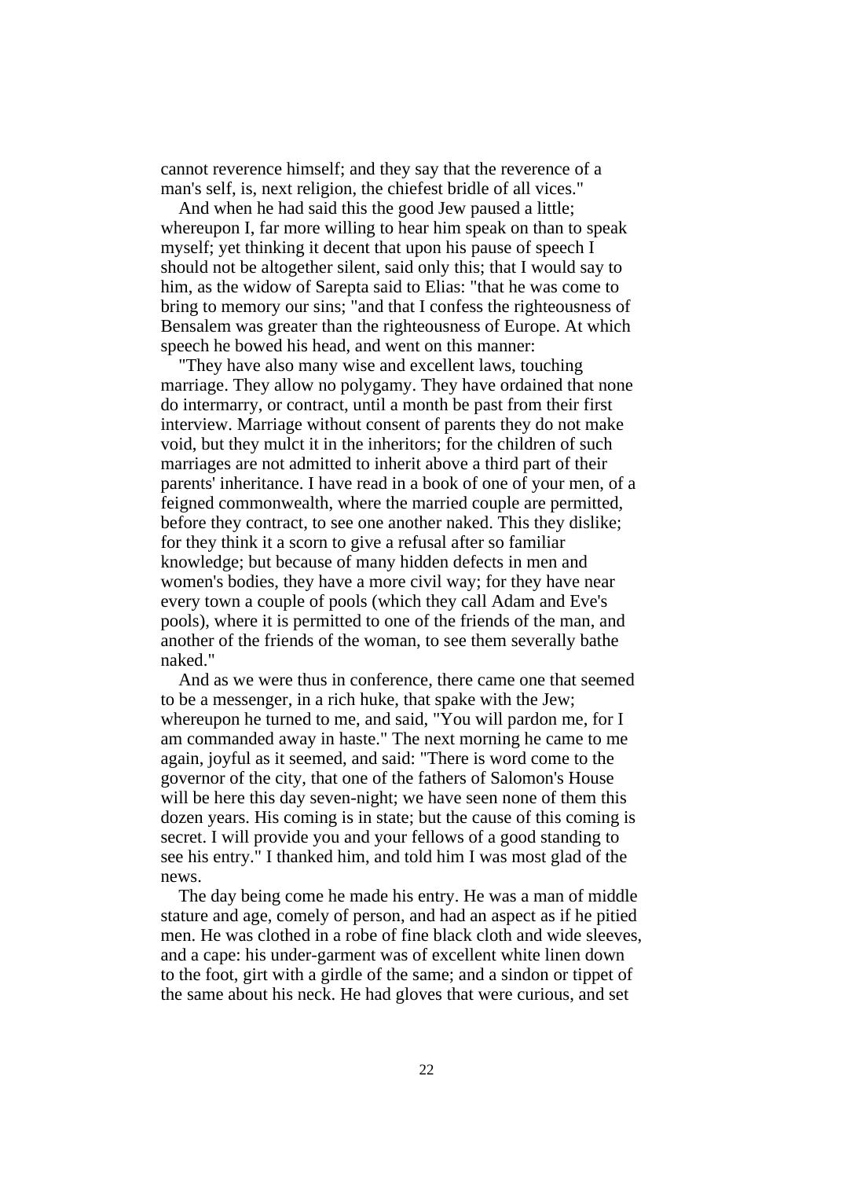cannot reverence himself; and they say that the reverence of a man's self, is, next religion, the chiefest bridle of all vices."

And when he had said this the good Jew paused a little; whereupon I, far more willing to hear him speak on than to speak myself; yet thinking it decent that upon his pause of speech I should not be altogether silent, said only this; that I would say to him, as the widow of Sarepta said to Elias: "that he was come to bring to memory our sins; "and that I confess the righteousness of Bensalem was greater than the righteousness of Europe. At which speech he bowed his head, and went on this manner:

"They have also many wise and excellent laws, touching marriage. They allow no polygamy. They have ordained that none do intermarry, or contract, until a month be past from their first interview. Marriage without consent of parents they do not make void, but they mulct it in the inheritors; for the children of such marriages are not admitted to inherit above a third part of their parents' inheritance. I have read in a book of one of your men, of a feigned commonwealth, where the married couple are permitted, before they contract, to see one another naked. This they dislike; for they think it a scorn to give a refusal after so familiar knowledge; but because of many hidden defects in men and women's bodies, they have a more civil way; for they have near every town a couple of pools (which they call Adam and Eve's pools), where it is permitted to one of the friends of the man, and another of the friends of the woman, to see them severally bathe naked."

And as we were thus in conference, there came one that seemed to be a messenger, in a rich huke, that spake with the Jew; whereupon he turned to me, and said, "You will pardon me, for I am commanded away in haste." The next morning he came to me again, joyful as it seemed, and said: "There is word come to the governor of the city, that one of the fathers of Salomon's House will be here this day seven-night; we have seen none of them this dozen years. His coming is in state; but the cause of this coming is secret. I will provide you and your fellows of a good standing to see his entry." I thanked him, and told him I was most glad of the news.

The day being come he made his entry. He was a man of middle stature and age, comely of person, and had an aspect as if he pitied men. He was clothed in a robe of fine black cloth and wide sleeves, and a cape: his under-garment was of excellent white linen down to the foot, girt with a girdle of the same; and a sindon or tippet of the same about his neck. He had gloves that were curious, and set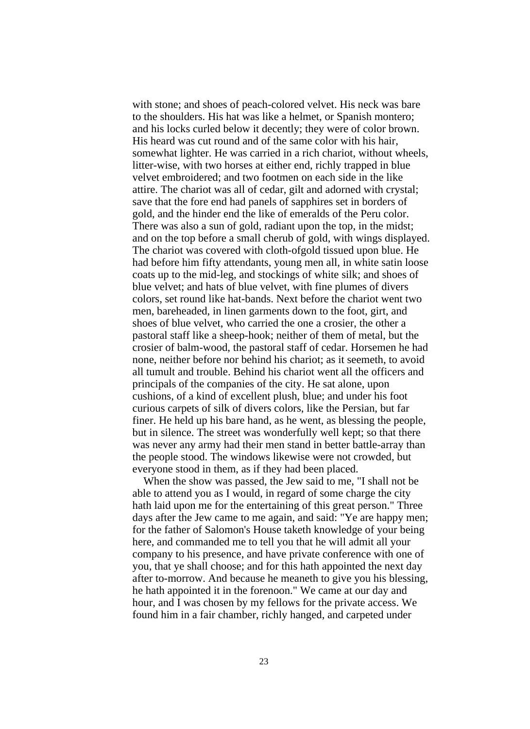with stone; and shoes of peach-colored velvet. His neck was bare to the shoulders. His hat was like a helmet, or Spanish montero; and his locks curled below it decently; they were of color brown. His heard was cut round and of the same color with his hair, somewhat lighter. He was carried in a rich chariot, without wheels, litter-wise, with two horses at either end, richly trapped in blue velvet embroidered; and two footmen on each side in the like attire. The chariot was all of cedar, gilt and adorned with crystal; save that the fore end had panels of sapphires set in borders of gold, and the hinder end the like of emeralds of the Peru color. There was also a sun of gold, radiant upon the top, in the midst; and on the top before a small cherub of gold, with wings displayed. The chariot was covered with cloth-ofgold tissued upon blue. He had before him fifty attendants, young men all, in white satin loose coats up to the mid-leg, and stockings of white silk; and shoes of blue velvet; and hats of blue velvet, with fine plumes of divers colors, set round like hat-bands. Next before the chariot went two men, bareheaded, in linen garments down to the foot, girt, and shoes of blue velvet, who carried the one a crosier, the other a pastoral staff like a sheep-hook; neither of them of metal, but the crosier of balm-wood, the pastoral staff of cedar. Horsemen he had none, neither before nor behind his chariot; as it seemeth, to avoid all tumult and trouble. Behind his chariot went all the officers and principals of the companies of the city. He sat alone, upon cushions, of a kind of excellent plush, blue; and under his foot curious carpets of silk of divers colors, like the Persian, but far finer. He held up his bare hand, as he went, as blessing the people, but in silence. The street was wonderfully well kept; so that there was never any army had their men stand in better battle-array than the people stood. The windows likewise were not crowded, but everyone stood in them, as if they had been placed.

When the show was passed, the Jew said to me, "I shall not be able to attend you as I would, in regard of some charge the city hath laid upon me for the entertaining of this great person." Three days after the Jew came to me again, and said: "Ye are happy men; for the father of Salomon's House taketh knowledge of your being here, and commanded me to tell you that he will admit all your company to his presence, and have private conference with one of you, that ye shall choose; and for this hath appointed the next day after to-morrow. And because he meaneth to give you his blessing, he hath appointed it in the forenoon." We came at our day and hour, and I was chosen by my fellows for the private access. We found him in a fair chamber, richly hanged, and carpeted under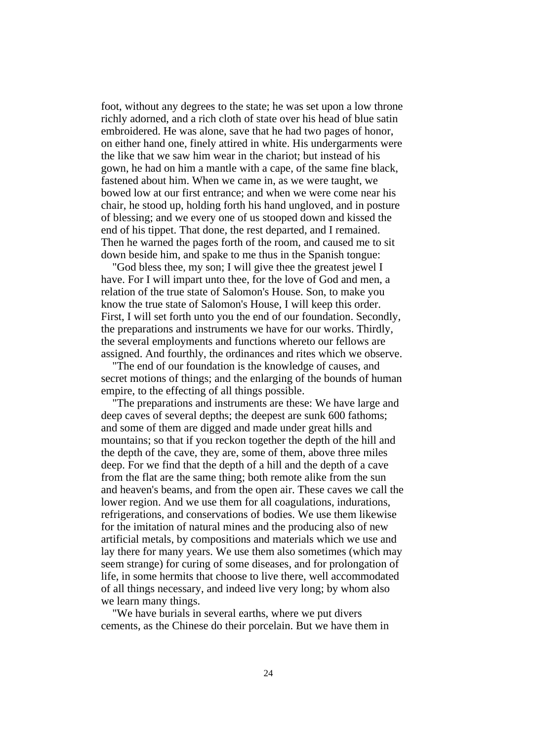foot, without any degrees to the state; he was set upon a low throne richly adorned, and a rich cloth of state over his head of blue satin embroidered. He was alone, save that he had two pages of honor, on either hand one, finely attired in white. His undergarments were the like that we saw him wear in the chariot; but instead of his gown, he had on him a mantle with a cape, of the same fine black, fastened about him. When we came in, as we were taught, we bowed low at our first entrance; and when we were come near his chair, he stood up, holding forth his hand ungloved, and in posture of blessing; and we every one of us stooped down and kissed the end of his tippet. That done, the rest departed, and I remained. Then he warned the pages forth of the room, and caused me to sit down beside him, and spake to me thus in the Spanish tongue:

"God bless thee, my son; I will give thee the greatest jewel I have. For I will impart unto thee, for the love of God and men, a relation of the true state of Salomon's House. Son, to make you know the true state of Salomon's House, I will keep this order. First, I will set forth unto you the end of our foundation. Secondly, the preparations and instruments we have for our works. Thirdly, the several employments and functions whereto our fellows are assigned. And fourthly, the ordinances and rites which we observe.

"The end of our foundation is the knowledge of causes, and secret motions of things; and the enlarging of the bounds of human empire, to the effecting of all things possible.

"The preparations and instruments are these: We have large and deep caves of several depths; the deepest are sunk 600 fathoms; and some of them are digged and made under great hills and mountains; so that if you reckon together the depth of the hill and the depth of the cave, they are, some of them, above three miles deep. For we find that the depth of a hill and the depth of a cave from the flat are the same thing; both remote alike from the sun and heaven's beams, and from the open air. These caves we call the lower region. And we use them for all coagulations, indurations, refrigerations, and conservations of bodies. We use them likewise for the imitation of natural mines and the producing also of new artificial metals, by compositions and materials which we use and lay there for many years. We use them also sometimes (which may seem strange) for curing of some diseases, and for prolongation of life, in some hermits that choose to live there, well accommodated of all things necessary, and indeed live very long; by whom also we learn many things.

"We have burials in several earths, where we put divers cements, as the Chinese do their porcelain. But we have them in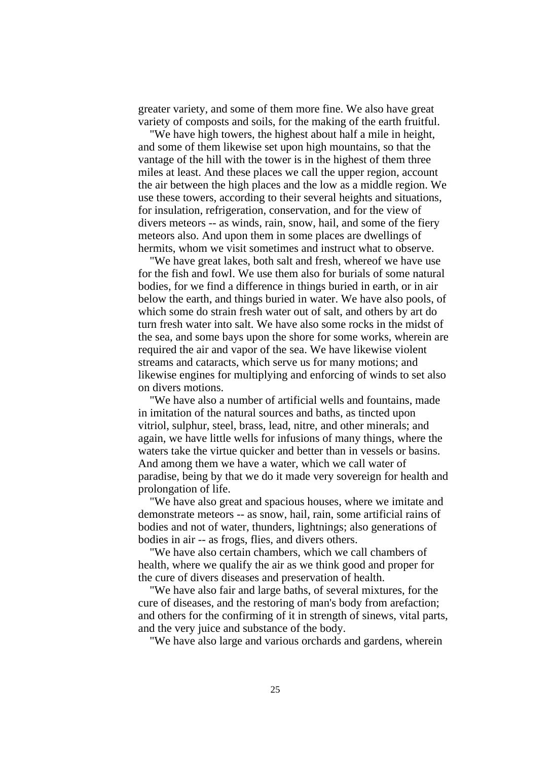greater variety, and some of them more fine. We also have great variety of composts and soils, for the making of the earth fruitful.

"We have high towers, the highest about half a mile in height, and some of them likewise set upon high mountains, so that the vantage of the hill with the tower is in the highest of them three miles at least. And these places we call the upper region, account the air between the high places and the low as a middle region. We use these towers, according to their several heights and situations, for insulation, refrigeration, conservation, and for the view of divers meteors -- as winds, rain, snow, hail, and some of the fiery meteors also. And upon them in some places are dwellings of hermits, whom we visit sometimes and instruct what to observe.

"We have great lakes, both salt and fresh, whereof we have use for the fish and fowl. We use them also for burials of some natural bodies, for we find a difference in things buried in earth, or in air below the earth, and things buried in water. We have also pools, of which some do strain fresh water out of salt, and others by art do turn fresh water into salt. We have also some rocks in the midst of the sea, and some bays upon the shore for some works, wherein are required the air and vapor of the sea. We have likewise violent streams and cataracts, which serve us for many motions; and likewise engines for multiplying and enforcing of winds to set also on divers motions.

"We have also a number of artificial wells and fountains, made in imitation of the natural sources and baths, as tincted upon vitriol, sulphur, steel, brass, lead, nitre, and other minerals; and again, we have little wells for infusions of many things, where the waters take the virtue quicker and better than in vessels or basins. And among them we have a water, which we call water of paradise, being by that we do it made very sovereign for health and prolongation of life.

"We have also great and spacious houses, where we imitate and demonstrate meteors -- as snow, hail, rain, some artificial rains of bodies and not of water, thunders, lightnings; also generations of bodies in air -- as frogs, flies, and divers others.

"We have also certain chambers, which we call chambers of health, where we qualify the air as we think good and proper for the cure of divers diseases and preservation of health.

"We have also fair and large baths, of several mixtures, for the cure of diseases, and the restoring of man's body from arefaction; and others for the confirming of it in strength of sinews, vital parts, and the very juice and substance of the body.

"We have also large and various orchards and gardens, wherein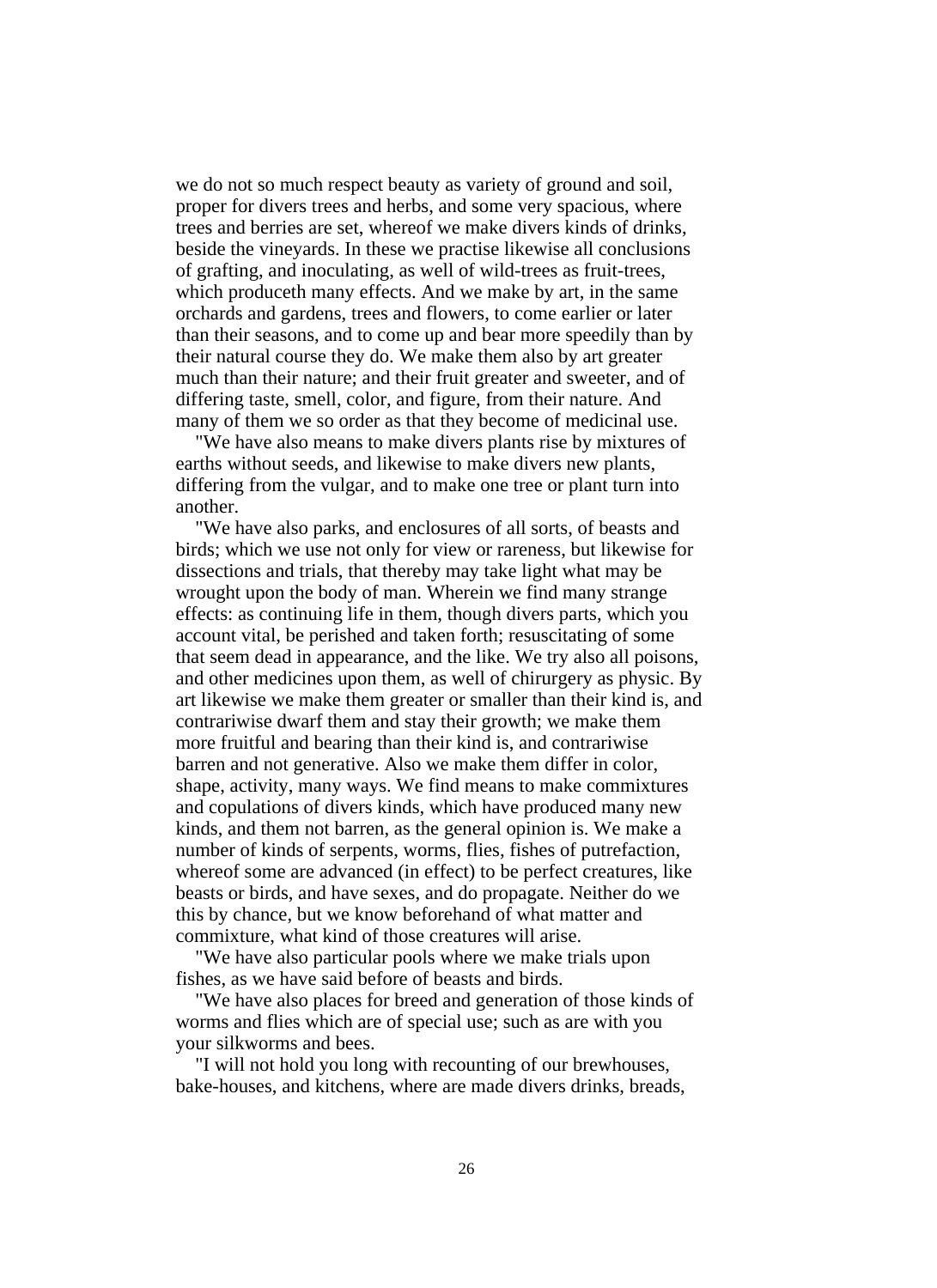we do not so much respect beauty as variety of ground and soil, proper for divers trees and herbs, and some very spacious, where trees and berries are set, whereof we make divers kinds of drinks, beside the vineyards. In these we practise likewise all conclusions of grafting, and inoculating, as well of wild-trees as fruit-trees, which produceth many effects. And we make by art, in the same orchards and gardens, trees and flowers, to come earlier or later than their seasons, and to come up and bear more speedily than by their natural course they do. We make them also by art greater much than their nature; and their fruit greater and sweeter, and of differing taste, smell, color, and figure, from their nature. And many of them we so order as that they become of medicinal use.

"We have also means to make divers plants rise by mixtures of earths without seeds, and likewise to make divers new plants, differing from the vulgar, and to make one tree or plant turn into another.

"We have also parks, and enclosures of all sorts, of beasts and birds; which we use not only for view or rareness, but likewise for dissections and trials, that thereby may take light what may be wrought upon the body of man. Wherein we find many strange effects: as continuing life in them, though divers parts, which you account vital, be perished and taken forth; resuscitating of some that seem dead in appearance, and the like. We try also all poisons, and other medicines upon them, as well of chirurgery as physic. By art likewise we make them greater or smaller than their kind is, and contrariwise dwarf them and stay their growth; we make them more fruitful and bearing than their kind is, and contrariwise barren and not generative. Also we make them differ in color, shape, activity, many ways. We find means to make commixtures and copulations of divers kinds, which have produced many new kinds, and them not barren, as the general opinion is. We make a number of kinds of serpents, worms, flies, fishes of putrefaction, whereof some are advanced (in effect) to be perfect creatures, like beasts or birds, and have sexes, and do propagate. Neither do we this by chance, but we know beforehand of what matter and commixture, what kind of those creatures will arise.

"We have also particular pools where we make trials upon fishes, as we have said before of beasts and birds.

"We have also places for breed and generation of those kinds of worms and flies which are of special use; such as are with you your silkworms and bees.

"I will not hold you long with recounting of our brewhouses, bake-houses, and kitchens, where are made divers drinks, breads,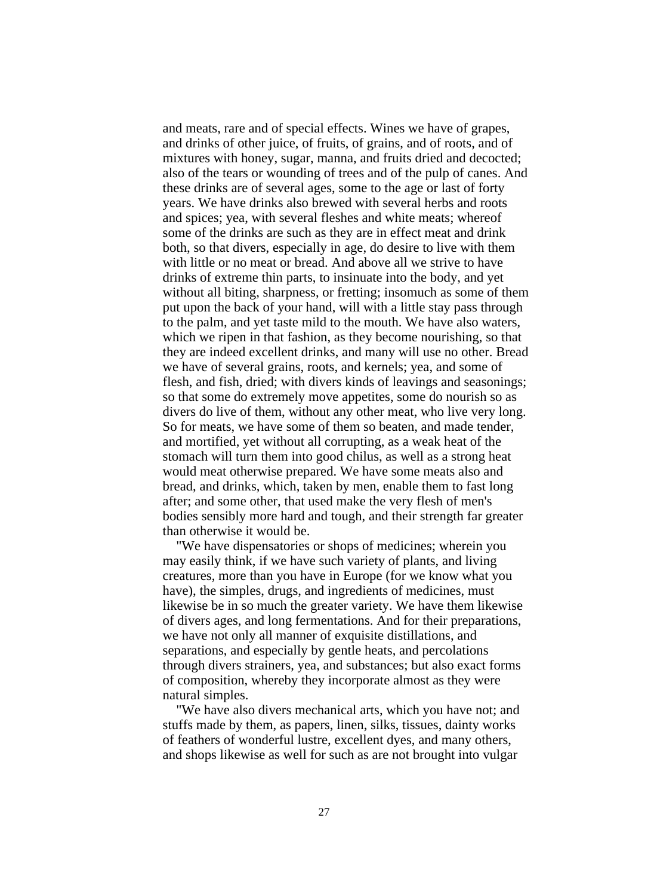and meats, rare and of special effects. Wines we have of grapes, and drinks of other juice, of fruits, of grains, and of roots, and of mixtures with honey, sugar, manna, and fruits dried and decocted; also of the tears or wounding of trees and of the pulp of canes. And these drinks are of several ages, some to the age or last of forty years. We have drinks also brewed with several herbs and roots and spices; yea, with several fleshes and white meats; whereof some of the drinks are such as they are in effect meat and drink both, so that divers, especially in age, do desire to live with them with little or no meat or bread. And above all we strive to have drinks of extreme thin parts, to insinuate into the body, and yet without all biting, sharpness, or fretting; insomuch as some of them put upon the back of your hand, will with a little stay pass through to the palm, and yet taste mild to the mouth. We have also waters, which we ripen in that fashion, as they become nourishing, so that they are indeed excellent drinks, and many will use no other. Bread we have of several grains, roots, and kernels; yea, and some of flesh, and fish, dried; with divers kinds of leavings and seasonings; so that some do extremely move appetites, some do nourish so as divers do live of them, without any other meat, who live very long. So for meats, we have some of them so beaten, and made tender, and mortified, yet without all corrupting, as a weak heat of the stomach will turn them into good chilus, as well as a strong heat would meat otherwise prepared. We have some meats also and bread, and drinks, which, taken by men, enable them to fast long after; and some other, that used make the very flesh of men's bodies sensibly more hard and tough, and their strength far greater than otherwise it would be.

"We have dispensatories or shops of medicines; wherein you may easily think, if we have such variety of plants, and living creatures, more than you have in Europe (for we know what you have), the simples, drugs, and ingredients of medicines, must likewise be in so much the greater variety. We have them likewise of divers ages, and long fermentations. And for their preparations, we have not only all manner of exquisite distillations, and separations, and especially by gentle heats, and percolations through divers strainers, yea, and substances; but also exact forms of composition, whereby they incorporate almost as they were natural simples.

"We have also divers mechanical arts, which you have not; and stuffs made by them, as papers, linen, silks, tissues, dainty works of feathers of wonderful lustre, excellent dyes, and many others, and shops likewise as well for such as are not brought into vulgar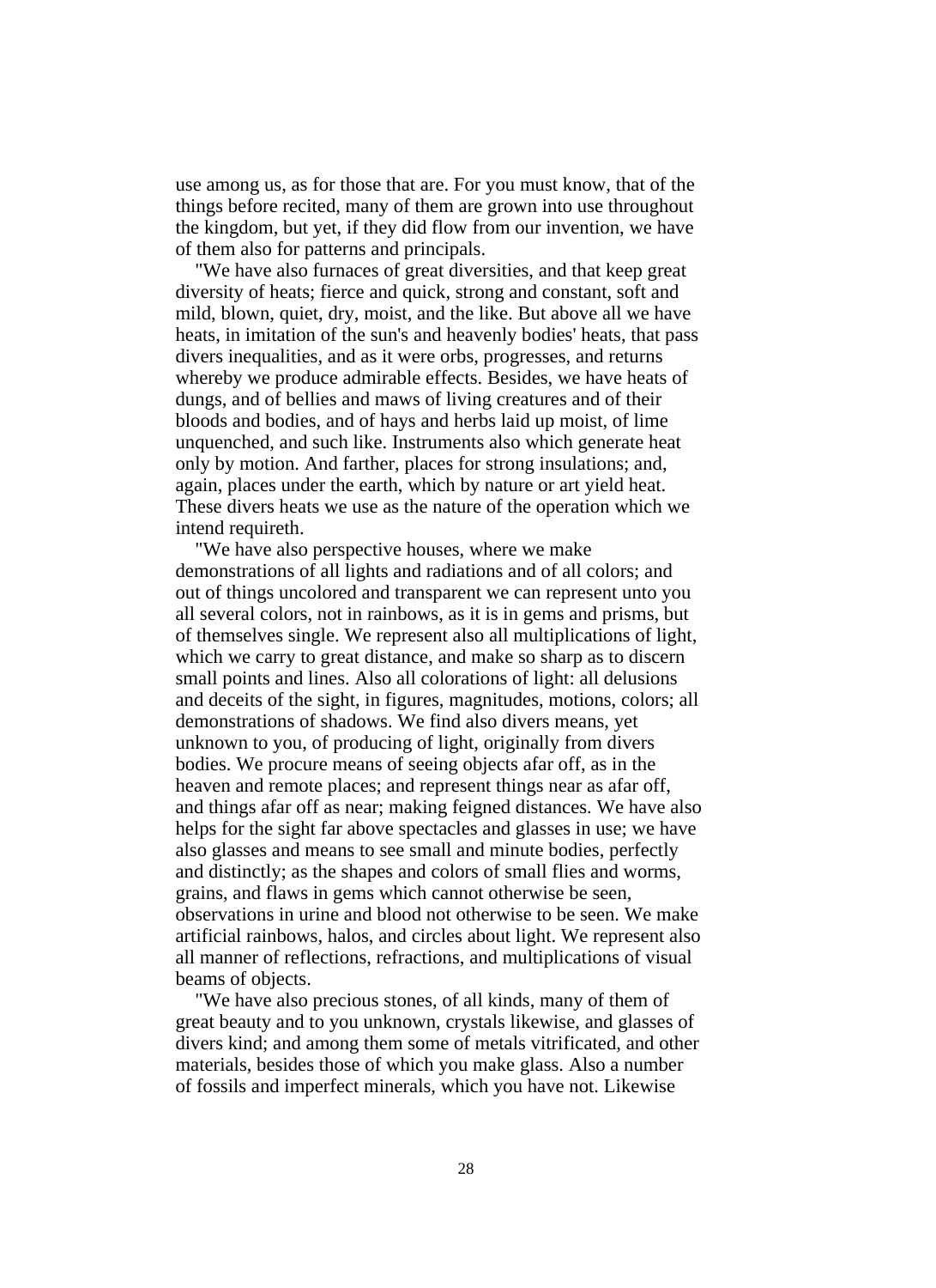use among us, as for those that are. For you must know, that of the things before recited, many of them are grown into use throughout the kingdom, but yet, if they did flow from our invention, we have of them also for patterns and principals.

"We have also furnaces of great diversities, and that keep great diversity of heats; fierce and quick, strong and constant, soft and mild, blown, quiet, dry, moist, and the like. But above all we have heats, in imitation of the sun's and heavenly bodies' heats, that pass divers inequalities, and as it were orbs, progresses, and returns whereby we produce admirable effects. Besides, we have heats of dungs, and of bellies and maws of living creatures and of their bloods and bodies, and of hays and herbs laid up moist, of lime unquenched, and such like. Instruments also which generate heat only by motion. And farther, places for strong insulations; and, again, places under the earth, which by nature or art yield heat. These divers heats we use as the nature of the operation which we intend requireth.

"We have also perspective houses, where we make demonstrations of all lights and radiations and of all colors; and out of things uncolored and transparent we can represent unto you all several colors, not in rainbows, as it is in gems and prisms, but of themselves single. We represent also all multiplications of light, which we carry to great distance, and make so sharp as to discern small points and lines. Also all colorations of light: all delusions and deceits of the sight, in figures, magnitudes, motions, colors; all demonstrations of shadows. We find also divers means, yet unknown to you, of producing of light, originally from divers bodies. We procure means of seeing objects afar off, as in the heaven and remote places; and represent things near as afar off, and things afar off as near; making feigned distances. We have also helps for the sight far above spectacles and glasses in use; we have also glasses and means to see small and minute bodies, perfectly and distinctly; as the shapes and colors of small flies and worms, grains, and flaws in gems which cannot otherwise be seen, observations in urine and blood not otherwise to be seen. We make artificial rainbows, halos, and circles about light. We represent also all manner of reflections, refractions, and multiplications of visual beams of objects.

"We have also precious stones, of all kinds, many of them of great beauty and to you unknown, crystals likewise, and glasses of divers kind; and among them some of metals vitrificated, and other materials, besides those of which you make glass. Also a number of fossils and imperfect minerals, which you have not. Likewise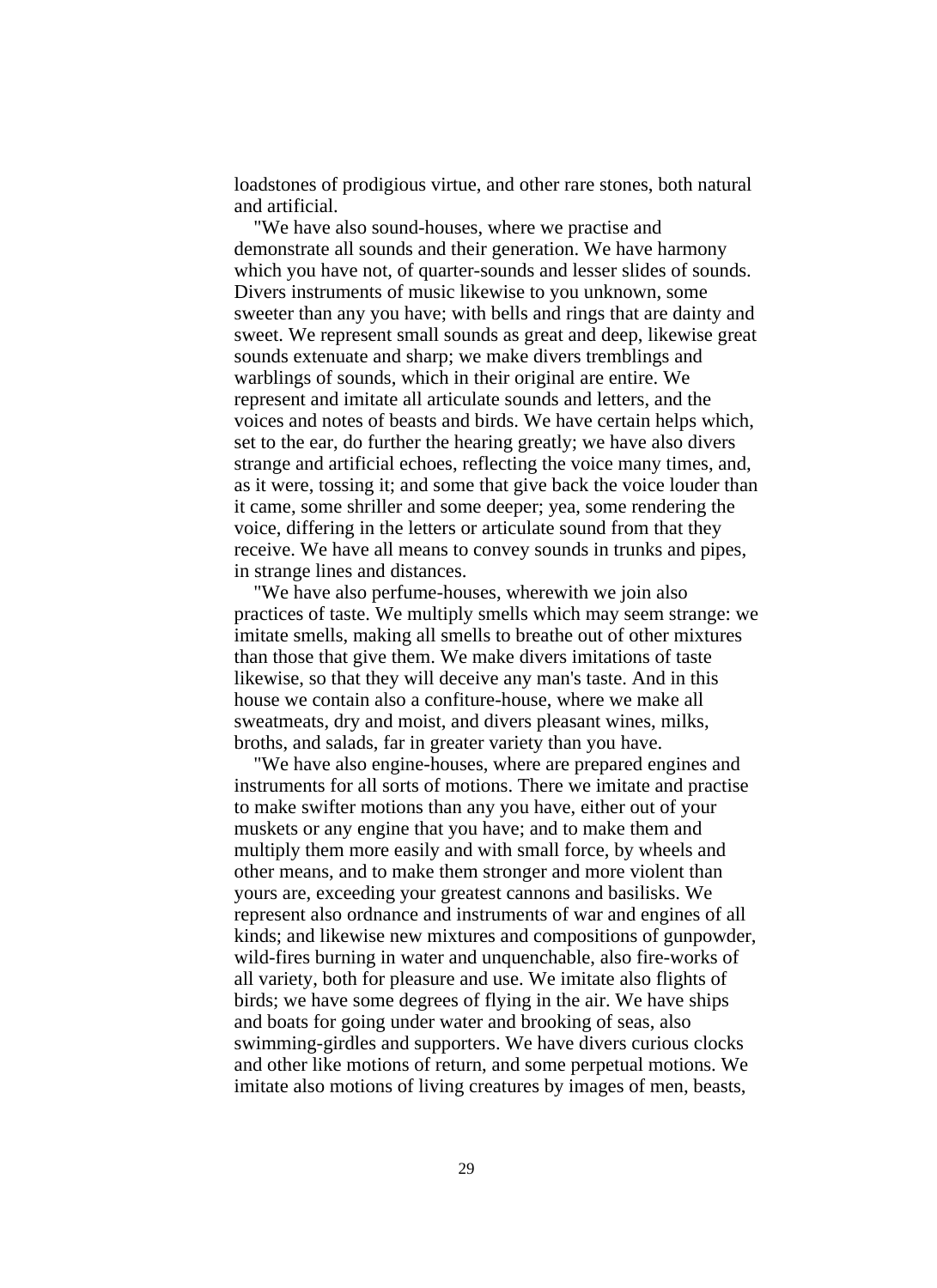loadstones of prodigious virtue, and other rare stones, both natural and artificial.

"We have also sound-houses, where we practise and demonstrate all sounds and their generation. We have harmony which you have not, of quarter-sounds and lesser slides of sounds. Divers instruments of music likewise to you unknown, some sweeter than any you have; with bells and rings that are dainty and sweet. We represent small sounds as great and deep, likewise great sounds extenuate and sharp; we make divers tremblings and warblings of sounds, which in their original are entire. We represent and imitate all articulate sounds and letters, and the voices and notes of beasts and birds. We have certain helps which, set to the ear, do further the hearing greatly; we have also divers strange and artificial echoes, reflecting the voice many times, and, as it were, tossing it; and some that give back the voice louder than it came, some shriller and some deeper; yea, some rendering the voice, differing in the letters or articulate sound from that they receive. We have all means to convey sounds in trunks and pipes, in strange lines and distances.

"We have also perfume-houses, wherewith we join also practices of taste. We multiply smells which may seem strange: we imitate smells, making all smells to breathe out of other mixtures than those that give them. We make divers imitations of taste likewise, so that they will deceive any man's taste. And in this house we contain also a confiture-house, where we make all sweatmeats, dry and moist, and divers pleasant wines, milks, broths, and salads, far in greater variety than you have.

"We have also engine-houses, where are prepared engines and instruments for all sorts of motions. There we imitate and practise to make swifter motions than any you have, either out of your muskets or any engine that you have; and to make them and multiply them more easily and with small force, by wheels and other means, and to make them stronger and more violent than yours are, exceeding your greatest cannons and basilisks. We represent also ordnance and instruments of war and engines of all kinds; and likewise new mixtures and compositions of gunpowder, wild-fires burning in water and unquenchable, also fire-works of all variety, both for pleasure and use. We imitate also flights of birds; we have some degrees of flying in the air. We have ships and boats for going under water and brooking of seas, also swimming-girdles and supporters. We have divers curious clocks and other like motions of return, and some perpetual motions. We imitate also motions of living creatures by images of men, beasts,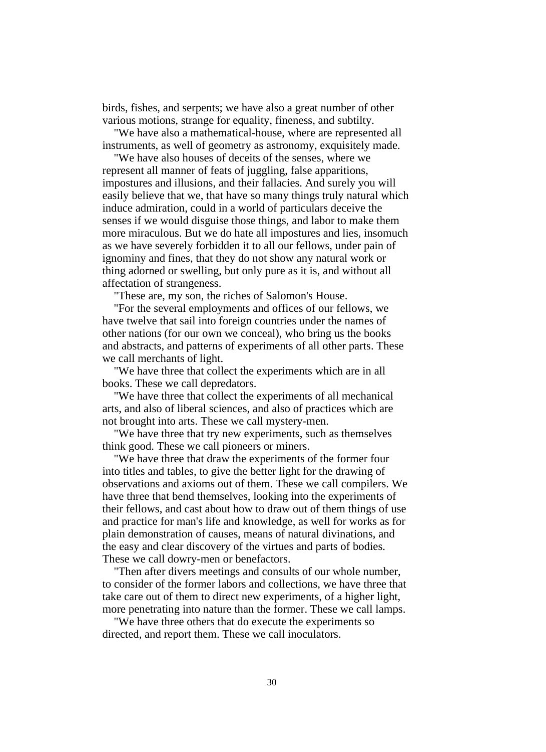birds, fishes, and serpents; we have also a great number of other various motions, strange for equality, fineness, and subtilty.

"We have also a mathematical-house, where are represented all instruments, as well of geometry as astronomy, exquisitely made.

"We have also houses of deceits of the senses, where we represent all manner of feats of juggling, false apparitions, impostures and illusions, and their fallacies. And surely you will easily believe that we, that have so many things truly natural which induce admiration, could in a world of particulars deceive the senses if we would disguise those things, and labor to make them more miraculous. But we do hate all impostures and lies, insomuch as we have severely forbidden it to all our fellows, under pain of ignominy and fines, that they do not show any natural work or thing adorned or swelling, but only pure as it is, and without all affectation of strangeness.

"These are, my son, the riches of Salomon's House.

"For the several employments and offices of our fellows, we have twelve that sail into foreign countries under the names of other nations (for our own we conceal), who bring us the books and abstracts, and patterns of experiments of all other parts. These we call merchants of light.

"We have three that collect the experiments which are in all books. These we call depredators.

"We have three that collect the experiments of all mechanical arts, and also of liberal sciences, and also of practices which are not brought into arts. These we call mystery-men.

"We have three that try new experiments, such as themselves think good. These we call pioneers or miners.

"We have three that draw the experiments of the former four into titles and tables, to give the better light for the drawing of observations and axioms out of them. These we call compilers. We have three that bend themselves, looking into the experiments of their fellows, and cast about how to draw out of them things of use and practice for man's life and knowledge, as well for works as for plain demonstration of causes, means of natural divinations, and the easy and clear discovery of the virtues and parts of bodies. These we call dowry-men or benefactors.

"Then after divers meetings and consults of our whole number, to consider of the former labors and collections, we have three that take care out of them to direct new experiments, of a higher light, more penetrating into nature than the former. These we call lamps.

"We have three others that do execute the experiments so directed, and report them. These we call inoculators.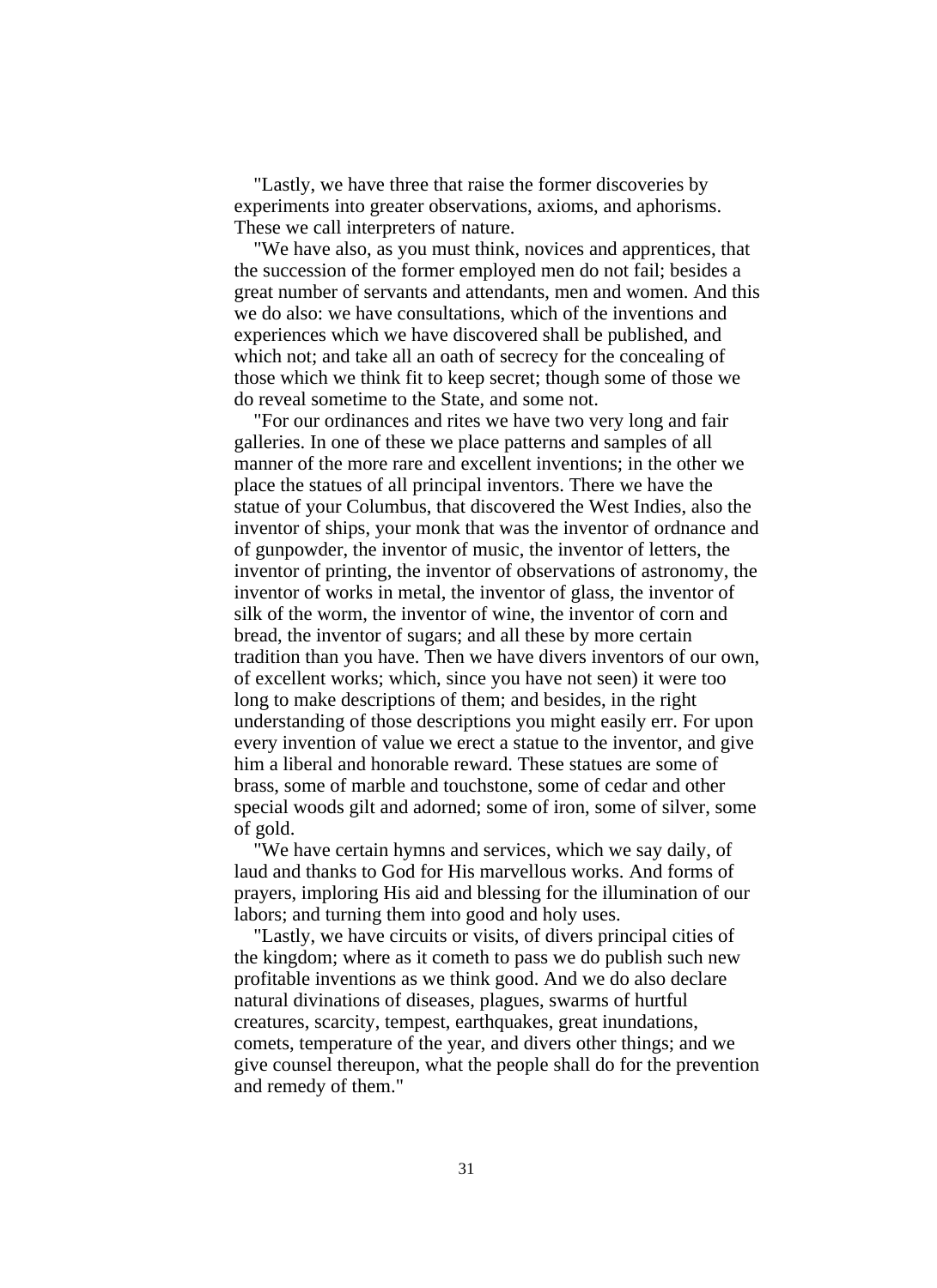"Lastly, we have three that raise the former discoveries by experiments into greater observations, axioms, and aphorisms. These we call interpreters of nature.

"We have also, as you must think, novices and apprentices, that the succession of the former employed men do not fail; besides a great number of servants and attendants, men and women. And this we do also: we have consultations, which of the inventions and experiences which we have discovered shall be published, and which not; and take all an oath of secrecy for the concealing of those which we think fit to keep secret; though some of those we do reveal sometime to the State, and some not.

"For our ordinances and rites we have two very long and fair galleries. In one of these we place patterns and samples of all manner of the more rare and excellent inventions; in the other we place the statues of all principal inventors. There we have the statue of your Columbus, that discovered the West Indies, also the inventor of ships, your monk that was the inventor of ordnance and of gunpowder, the inventor of music, the inventor of letters, the inventor of printing, the inventor of observations of astronomy, the inventor of works in metal, the inventor of glass, the inventor of silk of the worm, the inventor of wine, the inventor of corn and bread, the inventor of sugars; and all these by more certain tradition than you have. Then we have divers inventors of our own, of excellent works; which, since you have not seen) it were too long to make descriptions of them; and besides, in the right understanding of those descriptions you might easily err. For upon every invention of value we erect a statue to the inventor, and give him a liberal and honorable reward. These statues are some of brass, some of marble and touchstone, some of cedar and other special woods gilt and adorned; some of iron, some of silver, some of gold.

"We have certain hymns and services, which we say daily, of laud and thanks to God for His marvellous works. And forms of prayers, imploring His aid and blessing for the illumination of our labors; and turning them into good and holy uses.

"Lastly, we have circuits or visits, of divers principal cities of the kingdom; where as it cometh to pass we do publish such new profitable inventions as we think good. And we do also declare natural divinations of diseases, plagues, swarms of hurtful creatures, scarcity, tempest, earthquakes, great inundations, comets, temperature of the year, and divers other things; and we give counsel thereupon, what the people shall do for the prevention and remedy of them."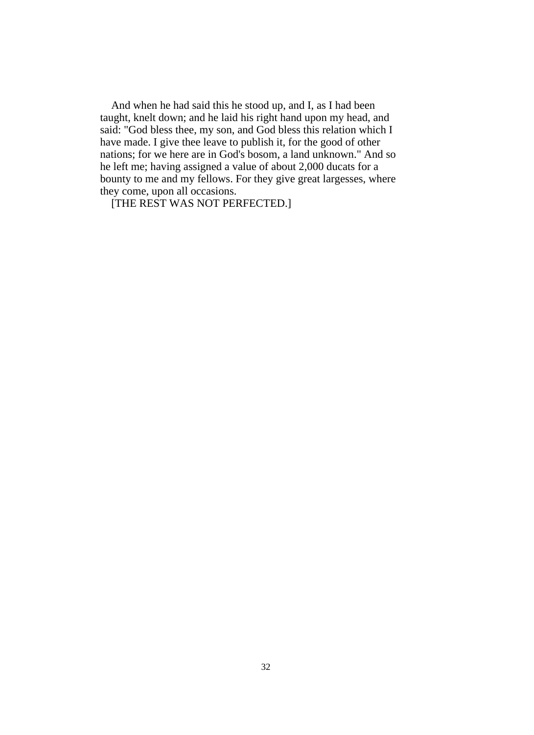And when he had said this he stood up, and I, as I had been taught, knelt down; and he laid his right hand upon my head, and said: "God bless thee, my son, and God bless this relation which I have made. I give thee leave to publish it, for the good of other nations; for we here are in God's bosom, a land unknown." And so he left me; having assigned a value of about 2,000 ducats for a bounty to me and my fellows. For they give great largesses, where they come, upon all occasions.

[THE REST WAS NOT PERFECTED.]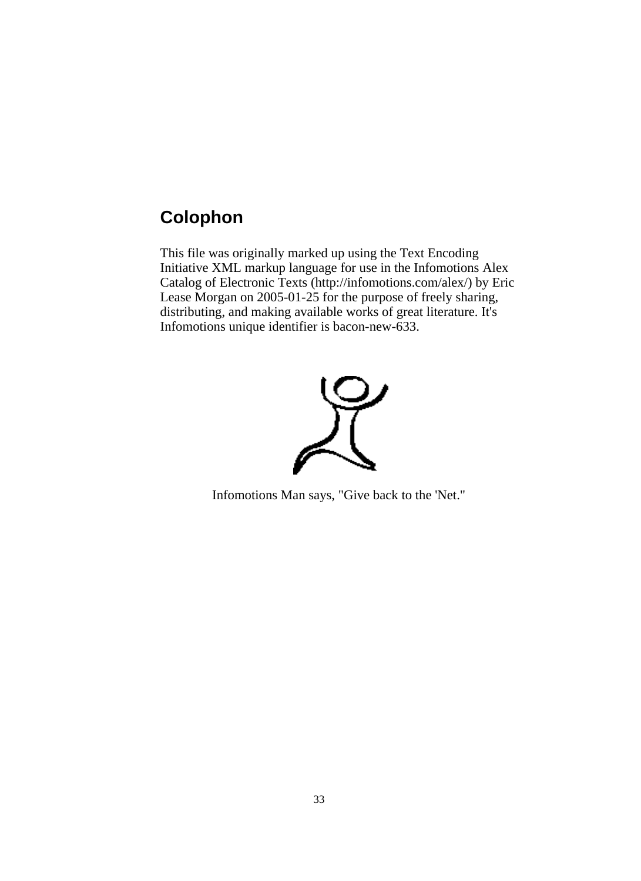## Colophon

This file was originally marked up using the Text Encoding Initiative XML markup language for use in the Infomotions Alex Catalog of Electronic Texts (http://infomotions.com/alex/) by Eric Lease Morgan on 2005-01-25 for the purpose of freely sharing, distributing, and making available works of great literature. It's Infomotions unique identifier is bacon-new-633.

Infomotions Man says, "Give back to the 'Net."